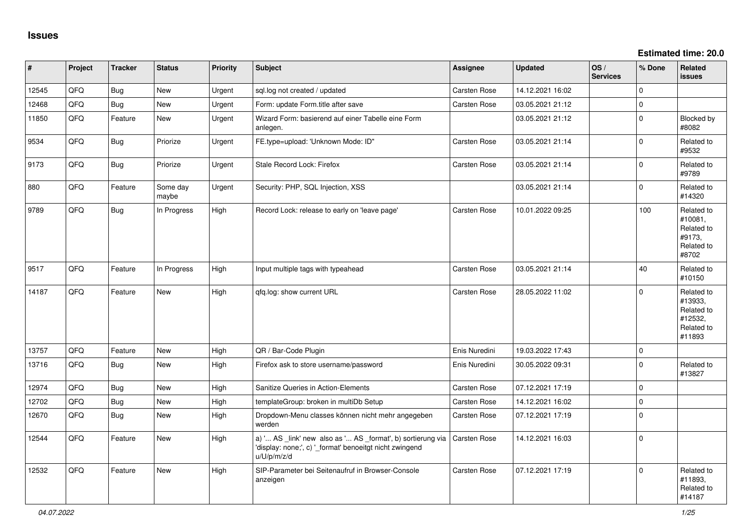# Issues

**Estimated time: 20.0**

| # | Project | Tracker | Status | Priority | Subject | Assignee | Updated | OS / Services | % Done | Related issues |
|---|---|---|---|---|---|---|---|---|---|---|
| 12545 | QFQ | Bug | New | Urgent | sql.log not created / updated | Carsten Rose | 14.12.2021 16:02 | | 0 | |
| 12468 | QFQ | Bug | New | Urgent | Form: update Form.title after save | Carsten Rose | 03.05.2021 21:12 | | 0 | |
| 11850 | QFQ | Feature | New | Urgent | Wizard Form: basierend auf einer Tabelle eine Form anlegen. | | 03.05.2021 21:12 | | 0 | Blocked by #8082 |
| 9534 | QFQ | Bug | Priorize | Urgent | FE.type=upload: 'Unknown Mode: ID" | Carsten Rose | 03.05.2021 21:14 | | 0 | Related to #9532 |
| 9173 | QFQ | Bug | Priorize | Urgent | Stale Record Lock: Firefox | Carsten Rose | 03.05.2021 21:14 | | 0 | Related to #9789 |
| 880 | QFQ | Feature | Some day maybe | Urgent | Security: PHP, SQL Injection, XSS | | 03.05.2021 21:14 | | 0 | Related to #14320 |
| 9789 | QFQ | Bug | In Progress | High | Record Lock: release to early on 'leave page' | Carsten Rose | 10.01.2022 09:25 | | 100 | Related to #10081, Related to #9173, Related to #8702 |
| 9517 | QFQ | Feature | In Progress | High | Input multiple tags with typeahead | Carsten Rose | 03.05.2021 21:14 | | 40 | Related to #10150 |
| 14187 | QFQ | Feature | New | High | qfq.log: show current URL | Carsten Rose | 28.05.2022 11:02 | | 0 | Related to #13933, Related to #12532, Related to #11893 |
| 13757 | QFQ | Feature | New | High | QR / Bar-Code Plugin | Enis Nuredini | 19.03.2022 17:43 | | 0 | |
| 13716 | QFQ | Bug | New | High | Firefox ask to store username/password | Enis Nuredini | 30.05.2022 09:31 | | 0 | Related to #13827 |
| 12974 | QFQ | Bug | New | High | Sanitize Queries in Action-Elements | Carsten Rose | 07.12.2021 17:19 | | 0 | |
| 12702 | QFQ | Bug | New | High | templateGroup: broken in multiDb Setup | Carsten Rose | 14.12.2021 16:02 | | 0 | |
| 12670 | QFQ | Bug | New | High | Dropdown-Menu classes können nicht mehr angegeben werden | Carsten Rose | 07.12.2021 17:19 | | 0 | |
| 12544 | QFQ | Feature | New | High | a) '... AS _link' new also as '... AS _format', b) sortierung via 'display: none;', c) '_format' benoeitgt nicht zwingend u/U/p/m/z/d | Carsten Rose | 14.12.2021 16:03 | | 0 | |
| 12532 | QFQ | Feature | New | High | SIP-Parameter bei Seitenaufruf in Browser-Console anzeigen | Carsten Rose | 07.12.2021 17:19 | | 0 | Related to #11893, Related to #14187 |

*04.07.2022*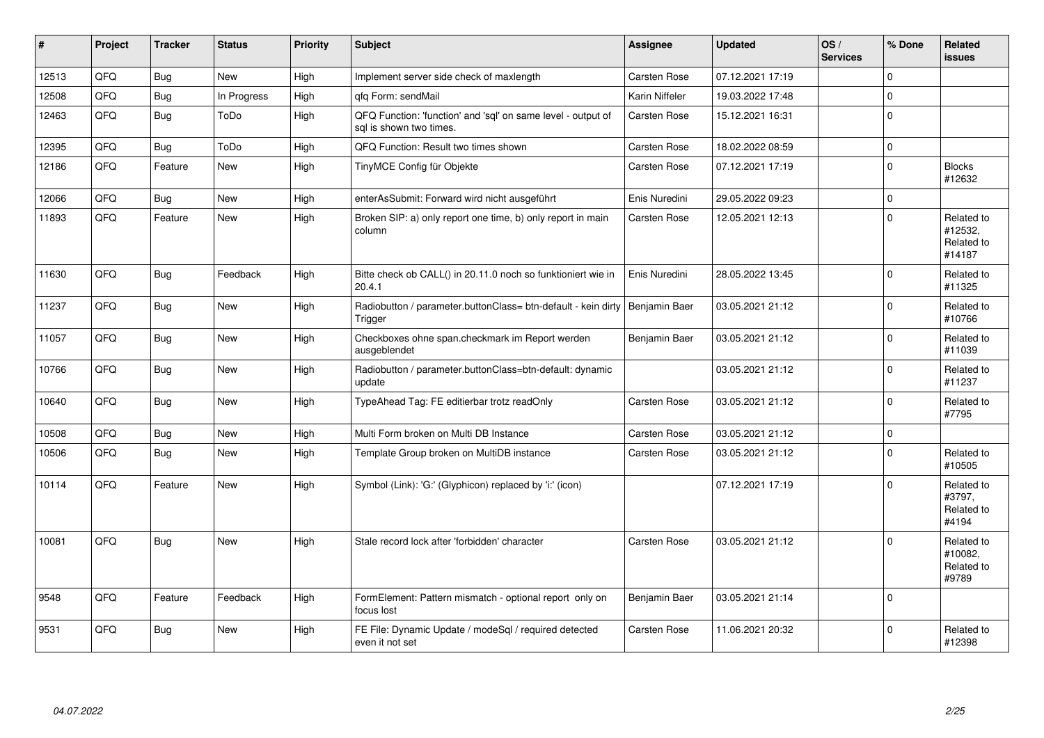| # | Project | Tracker | Status | Priority | Subject | Assignee | Updated | OS / Services | % Done | Related issues |
|---|---|---|---|---|---|---|---|---|---|---|
| 12513 | QFQ | Bug | New | High | Implement server side check of maxlength | Carsten Rose | 07.12.2021 17:19 | | 0 | |
| 12508 | QFQ | Bug | In Progress | High | qfq Form: sendMail | Karin Niffeler | 19.03.2022 17:48 | | 0 | |
| 12463 | QFQ | Bug | ToDo | High | QFQ Function: 'function' and 'sql' on same level - output of sql is shown two times. | Carsten Rose | 15.12.2021 16:31 | | 0 | |
| 12395 | QFQ | Bug | ToDo | High | QFQ Function: Result two times shown | Carsten Rose | 18.02.2022 08:59 | | 0 | |
| 12186 | QFQ | Feature | New | High | TinyMCE Config für Objekte | Carsten Rose | 07.12.2021 17:19 | | 0 | Blocks #12632 |
| 12066 | QFQ | Bug | New | High | enterAsSubmit: Forward wird nicht ausgeführt | Enis Nuredini | 29.05.2022 09:23 | | 0 | |
| 11893 | QFQ | Feature | New | High | Broken SIP: a) only report one time, b) only report in main column | Carsten Rose | 12.05.2021 12:13 | | 0 | Related to #12532, Related to #14187 |
| 11630 | QFQ | Bug | Feedback | High | Bitte check ob CALL() in 20.11.0 noch so funktioniert wie in 20.4.1 | Enis Nuredini | 28.05.2022 13:45 | | 0 | Related to #11325 |
| 11237 | QFQ | Bug | New | High | Radiobutton / parameter.buttonClass= btn-default - kein dirty Trigger | Benjamin Baer | 03.05.2021 21:12 | | 0 | Related to #10766 |
| 11057 | QFQ | Bug | New | High | Checkboxes ohne span.checkmark im Report werden ausgeblendet | Benjamin Baer | 03.05.2021 21:12 | | 0 | Related to #11039 |
| 10766 | QFQ | Bug | New | High | Radiobutton / parameter.buttonClass=btn-default: dynamic update | | 03.05.2021 21:12 | | 0 | Related to #11237 |
| 10640 | QFQ | Bug | New | High | TypeAhead Tag: FE editierbar trotz readOnly | Carsten Rose | 03.05.2021 21:12 | | 0 | Related to #7795 |
| 10508 | QFQ | Bug | New | High | Multi Form broken on Multi DB Instance | Carsten Rose | 03.05.2021 21:12 | | 0 | |
| 10506 | QFQ | Bug | New | High | Template Group broken on MultiDB instance | Carsten Rose | 03.05.2021 21:12 | | 0 | Related to #10505 |
| 10114 | QFQ | Feature | New | High | Symbol (Link): 'G:' (Glyphicon) replaced by 'i:' (icon) | | 07.12.2021 17:19 | | 0 | Related to #3797, Related to #4194 |
| 10081 | QFQ | Bug | New | High | Stale record lock after 'forbidden' character | Carsten Rose | 03.05.2021 21:12 | | 0 | Related to #10082, Related to #9789 |
| 9548 | QFQ | Feature | Feedback | High | FormElement: Pattern mismatch - optional report only on focus lost | Benjamin Baer | 03.05.2021 21:14 | | 0 | |
| 9531 | QFQ | Bug | New | High | FE File: Dynamic Update / modeSql / required detected even it not set | Carsten Rose | 11.06.2021 20:32 | | 0 | Related to #12398 |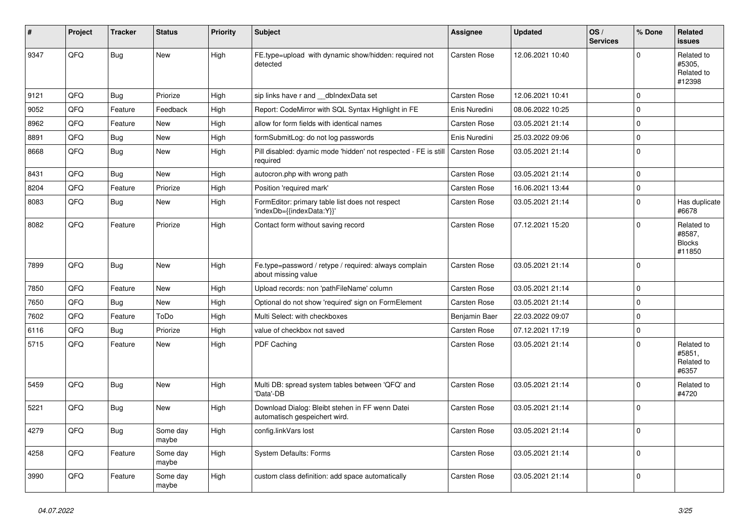| # | Project | Tracker | Status | Priority | Subject | Assignee | Updated | OS / Services | % Done | Related issues |
|---|---|---|---|---|---|---|---|---|---|---|
| 9347 | QFQ | Bug | New | High | FE.type=upload with dynamic show/hidden: required not detected | Carsten Rose | 12.06.2021 10:40 | | 0 | Related to #5305, Related to #12398 |
| 9121 | QFQ | Bug | Priorize | High | sip links have r and __dbIndexData set | Carsten Rose | 12.06.2021 10:41 | | 0 | |
| 9052 | QFQ | Feature | Feedback | High | Report: CodeMirror with SQL Syntax Highlight in FE | Enis Nuredini | 08.06.2022 10:25 | | 0 | |
| 8962 | QFQ | Feature | New | High | allow for form fields with identical names | Carsten Rose | 03.05.2021 21:14 | | 0 | |
| 8891 | QFQ | Bug | New | High | formSubmitLog: do not log passwords | Enis Nuredini | 25.03.2022 09:06 | | 0 | |
| 8668 | QFQ | Bug | New | High | Pill disabled: dyamic mode 'hidden' not respected - FE is still required | Carsten Rose | 03.05.2021 21:14 | | 0 | |
| 8431 | QFQ | Bug | New | High | autocron.php with wrong path | Carsten Rose | 03.05.2021 21:14 | | 0 | |
| 8204 | QFQ | Feature | Priorize | High | Position 'required mark' | Carsten Rose | 16.06.2021 13:44 | | 0 | |
| 8083 | QFQ | Bug | New | High | FormEditor: primary table list does not respect 'indexDb={{indexData:Y}}' | Carsten Rose | 03.05.2021 21:14 | | 0 | Has duplicate #6678 |
| 8082 | QFQ | Feature | Priorize | High | Contact form without saving record | Carsten Rose | 07.12.2021 15:20 | | 0 | Related to #8587, Blocks #11850 |
| 7899 | QFQ | Bug | New | High | Fe.type=password / retype / required: always complain about missing value | Carsten Rose | 03.05.2021 21:14 | | 0 | |
| 7850 | QFQ | Feature | New | High | Upload records: non 'pathFileName' column | Carsten Rose | 03.05.2021 21:14 | | 0 | |
| 7650 | QFQ | Bug | New | High | Optional do not show 'required' sign on FormElement | Carsten Rose | 03.05.2021 21:14 | | 0 | |
| 7602 | QFQ | Feature | ToDo | High | Multi Select: with checkboxes | Benjamin Baer | 22.03.2022 09:07 | | 0 | |
| 6116 | QFQ | Bug | Priorize | High | value of checkbox not saved | Carsten Rose | 07.12.2021 17:19 | | 0 | |
| 5715 | QFQ | Feature | New | High | PDF Caching | Carsten Rose | 03.05.2021 21:14 | | 0 | Related to #5851, Related to #6357 |
| 5459 | QFQ | Bug | New | High | Multi DB: spread system tables between 'QFQ' and 'Data'-DB | Carsten Rose | 03.05.2021 21:14 | | 0 | Related to #4720 |
| 5221 | QFQ | Bug | New | High | Download Dialog: Bleibt stehen in FF wenn Datei automatisch gespeichert wird. | Carsten Rose | 03.05.2021 21:14 | | 0 | |
| 4279 | QFQ | Bug | Some day maybe | High | config.linkVars lost | Carsten Rose | 03.05.2021 21:14 | | 0 | |
| 4258 | QFQ | Feature | Some day maybe | High | System Defaults: Forms | Carsten Rose | 03.05.2021 21:14 | | 0 | |
| 3990 | QFQ | Feature | Some day maybe | High | custom class definition: add space automatically | Carsten Rose | 03.05.2021 21:14 | | 0 | |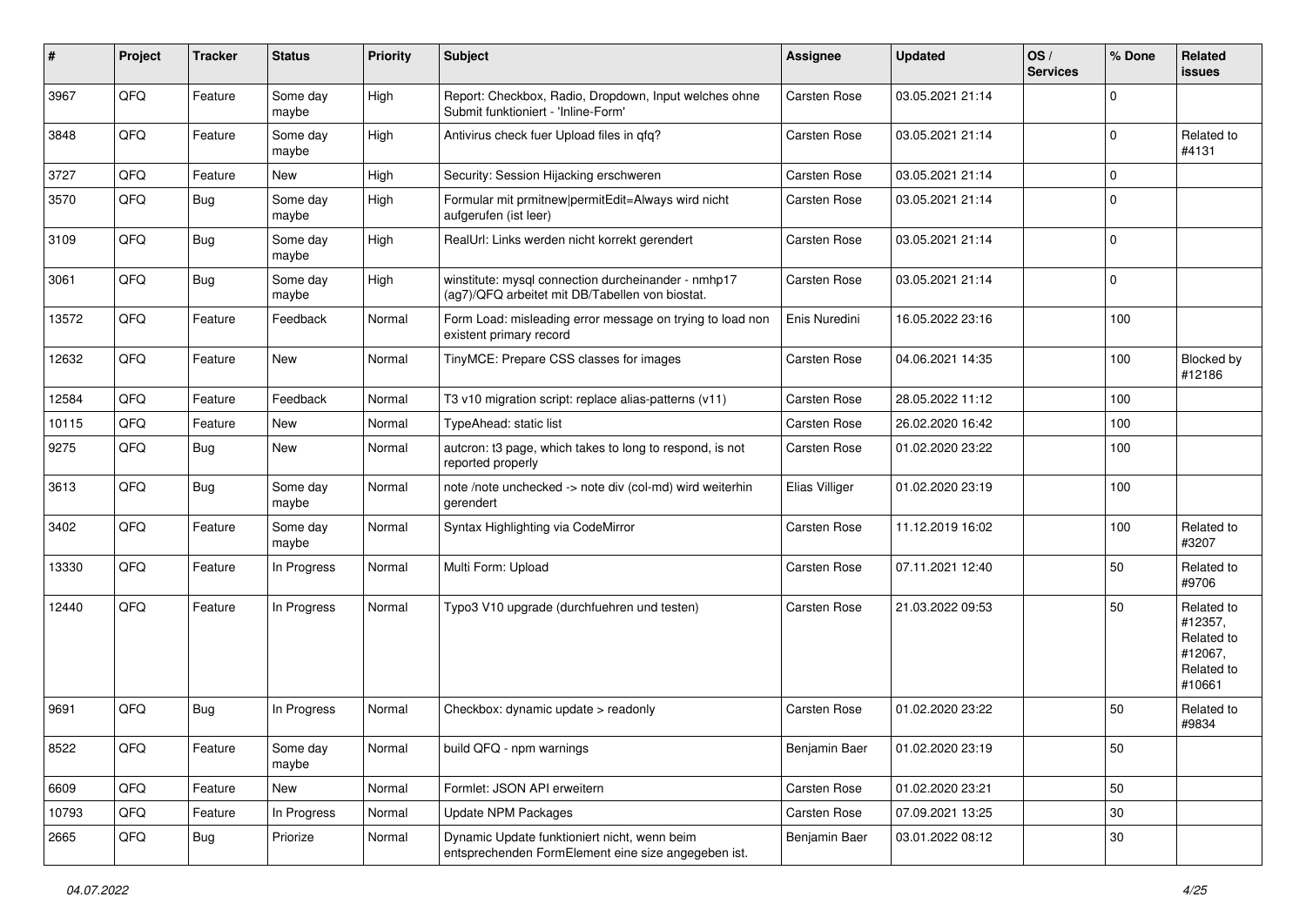| # | Project | Tracker | Status | Priority | Subject | Assignee | Updated | OS / Services | % Done | Related issues |
|---|---|---|---|---|---|---|---|---|---|---|
| 3967 | QFQ | Feature | Some day maybe | High | Report: Checkbox, Radio, Dropdown, Input welches ohne Submit funktioniert - 'Inline-Form' | Carsten Rose | 03.05.2021 21:14 | | 0 | |
| 3848 | QFQ | Feature | Some day maybe | High | Antivirus check fuer Upload files in qfq? | Carsten Rose | 03.05.2021 21:14 | | 0 | Related to #4131 |
| 3727 | QFQ | Feature | New | High | Security: Session Hijacking erschweren | Carsten Rose | 03.05.2021 21:14 | | 0 | |
| 3570 | QFQ | Bug | Some day maybe | High | Formular mit prmitnew\|permitEdit=Always wird nicht aufgerufen (ist leer) | Carsten Rose | 03.05.2021 21:14 | | 0 | |
| 3109 | QFQ | Bug | Some day maybe | High | RealUrl: Links werden nicht korrekt gerendert | Carsten Rose | 03.05.2021 21:14 | | 0 | |
| 3061 | QFQ | Bug | Some day maybe | High | winstitute: mysql connection durcheinander - nmhp17 (ag7)/QFQ arbeitet mit DB/Tabellen von biostat. | Carsten Rose | 03.05.2021 21:14 | | 0 | |
| 13572 | QFQ | Feature | Feedback | Normal | Form Load: misleading error message on trying to load non existent primary record | Enis Nuredini | 16.05.2022 23:16 | | 100 | |
| 12632 | QFQ | Feature | New | Normal | TinyMCE: Prepare CSS classes for images | Carsten Rose | 04.06.2021 14:35 | | 100 | Blocked by #12186 |
| 12584 | QFQ | Feature | Feedback | Normal | T3 v10 migration script: replace alias-patterns (v11) | Carsten Rose | 28.05.2022 11:12 | | 100 | |
| 10115 | QFQ | Feature | New | Normal | TypeAhead: static list | Carsten Rose | 26.02.2020 16:42 | | 100 | |
| 9275 | QFQ | Bug | New | Normal | autcron: t3 page, which takes to long to respond, is not reported properly | Carsten Rose | 01.02.2020 23:22 | | 100 | |
| 3613 | QFQ | Bug | Some day maybe | Normal | note /note unchecked -> note div (col-md) wird weiterhin gerendert | Elias Villiger | 01.02.2020 23:19 | | 100 | |
| 3402 | QFQ | Feature | Some day maybe | Normal | Syntax Highlighting via CodeMirror | Carsten Rose | 11.12.2019 16:02 | | 100 | Related to #3207 |
| 13330 | QFQ | Feature | In Progress | Normal | Multi Form: Upload | Carsten Rose | 07.11.2021 12:40 | | 50 | Related to #9706 |
| 12440 | QFQ | Feature | In Progress | Normal | Typo3 V10 upgrade (durchfuehren und testen) | Carsten Rose | 21.03.2022 09:53 | | 50 | Related to #12357, Related to #12067, Related to #10661 |
| 9691 | QFQ | Bug | In Progress | Normal | Checkbox: dynamic update > readonly | Carsten Rose | 01.02.2020 23:22 | | 50 | Related to #9834 |
| 8522 | QFQ | Feature | Some day maybe | Normal | build QFQ - npm warnings | Benjamin Baer | 01.02.2020 23:19 | | 50 | |
| 6609 | QFQ | Feature | New | Normal | Formlet: JSON API erweitern | Carsten Rose | 01.02.2020 23:21 | | 50 | |
| 10793 | QFQ | Feature | In Progress | Normal | Update NPM Packages | Carsten Rose | 07.09.2021 13:25 | | 30 | |
| 2665 | QFQ | Bug | Priorize | Normal | Dynamic Update funktioniert nicht, wenn beim entsprechenden FormElement eine size angegeben ist. | Benjamin Baer | 03.01.2022 08:12 | | 30 | |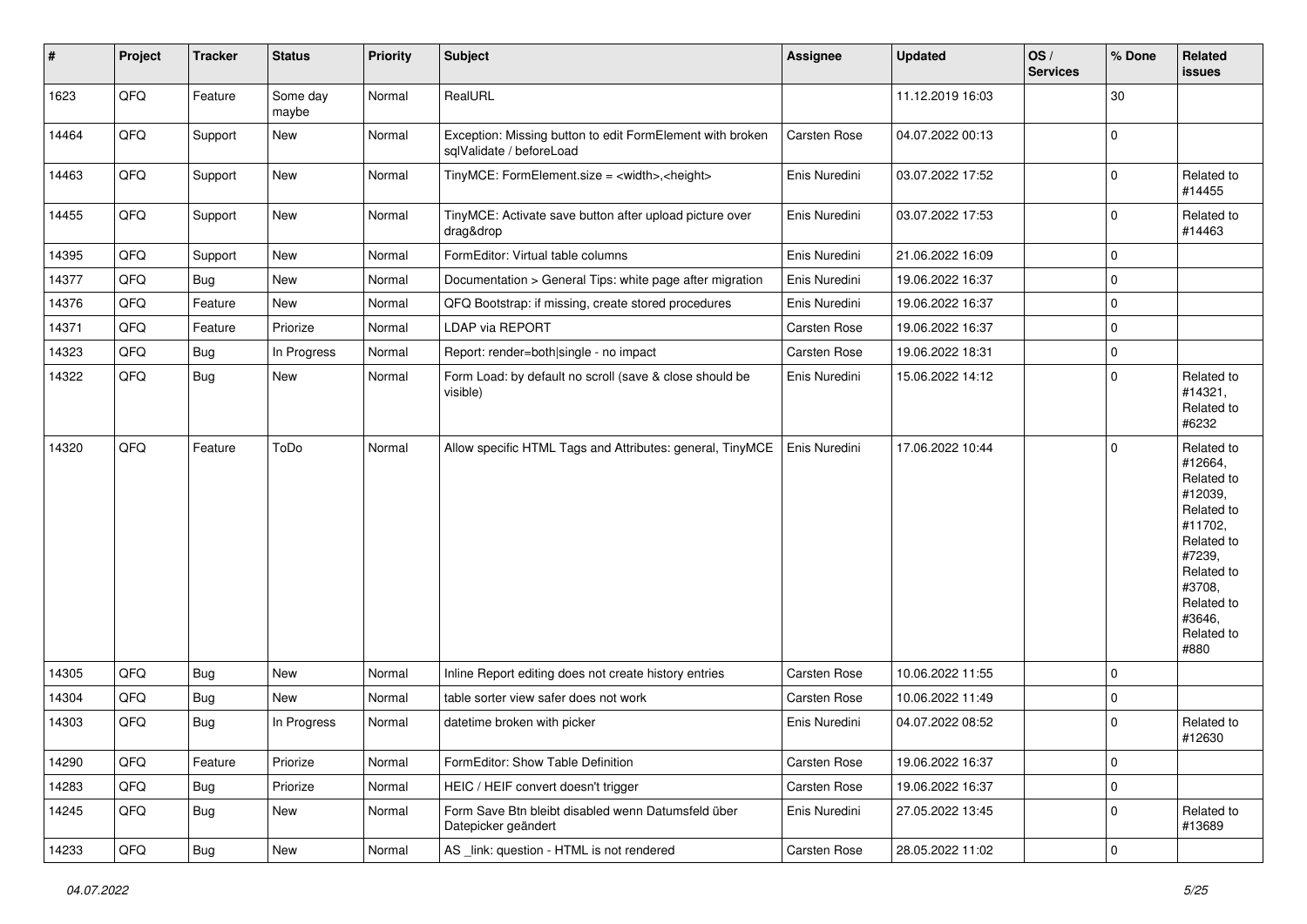| # | Project | Tracker | Status | Priority | Subject | Assignee | Updated | OS / Services | % Done | Related issues |
|---|---|---|---|---|---|---|---|---|---|---|
| 1623 | QFQ | Feature | Some day maybe | Normal | RealURL | | 11.12.2019 16:03 | | 30 | |
| 14464 | QFQ | Support | New | Normal | Exception: Missing button to edit FormElement with broken sqlValidate / beforeLoad | Carsten Rose | 04.07.2022 00:13 | | 0 | |
| 14463 | QFQ | Support | New | Normal | TinyMCE: FormElement.size = <width>,<height> | Enis Nuredini | 03.07.2022 17:52 | | 0 | Related to #14455 |
| 14455 | QFQ | Support | New | Normal | TinyMCE: Activate save button after upload picture over drag&drop | Enis Nuredini | 03.07.2022 17:53 | | 0 | Related to #14463 |
| 14395 | QFQ | Support | New | Normal | FormEditor: Virtual table columns | Enis Nuredini | 21.06.2022 16:09 | | 0 | |
| 14377 | QFQ | Bug | New | Normal | Documentation > General Tips: white page after migration | Enis Nuredini | 19.06.2022 16:37 | | 0 | |
| 14376 | QFQ | Feature | New | Normal | QFQ Bootstrap: if missing, create stored procedures | Enis Nuredini | 19.06.2022 16:37 | | 0 | |
| 14371 | QFQ | Feature | Priorize | Normal | LDAP via REPORT | Carsten Rose | 19.06.2022 16:37 | | 0 | |
| 14323 | QFQ | Bug | In Progress | Normal | Report: render=both\|single - no impact | Carsten Rose | 19.06.2022 18:31 | | 0 | |
| 14322 | QFQ | Bug | New | Normal | Form Load: by default no scroll (save & close should be visible) | Enis Nuredini | 15.06.2022 14:12 | | 0 | Related to #14321, Related to #6232 |
| 14320 | QFQ | Feature | ToDo | Normal | Allow specific HTML Tags and Attributes: general, TinyMCE | Enis Nuredini | 17.06.2022 10:44 | | 0 | Related to #12664, Related to #12039, Related to #11702, Related to #7239, Related to #3708, Related to #3646, Related to #880 |
| 14305 | QFQ | Bug | New | Normal | Inline Report editing does not create history entries | Carsten Rose | 10.06.2022 11:55 | | 0 | |
| 14304 | QFQ | Bug | New | Normal | table sorter view safer does not work | Carsten Rose | 10.06.2022 11:49 | | 0 | |
| 14303 | QFQ | Bug | In Progress | Normal | datetime broken with picker | Enis Nuredini | 04.07.2022 08:52 | | 0 | Related to #12630 |
| 14290 | QFQ | Feature | Priorize | Normal | FormEditor: Show Table Definition | Carsten Rose | 19.06.2022 16:37 | | 0 | |
| 14283 | QFQ | Bug | Priorize | Normal | HEIC / HEIF convert doesn't trigger | Carsten Rose | 19.06.2022 16:37 | | 0 | |
| 14245 | QFQ | Bug | New | Normal | Form Save Btn bleibt disabled wenn Datumsfeld über Datepicker geändert | Enis Nuredini | 27.05.2022 13:45 | | 0 | Related to #13689 |
| 14233 | QFQ | Bug | New | Normal | AS _link: question - HTML is not rendered | Carsten Rose | 28.05.2022 11:02 | | 0 | |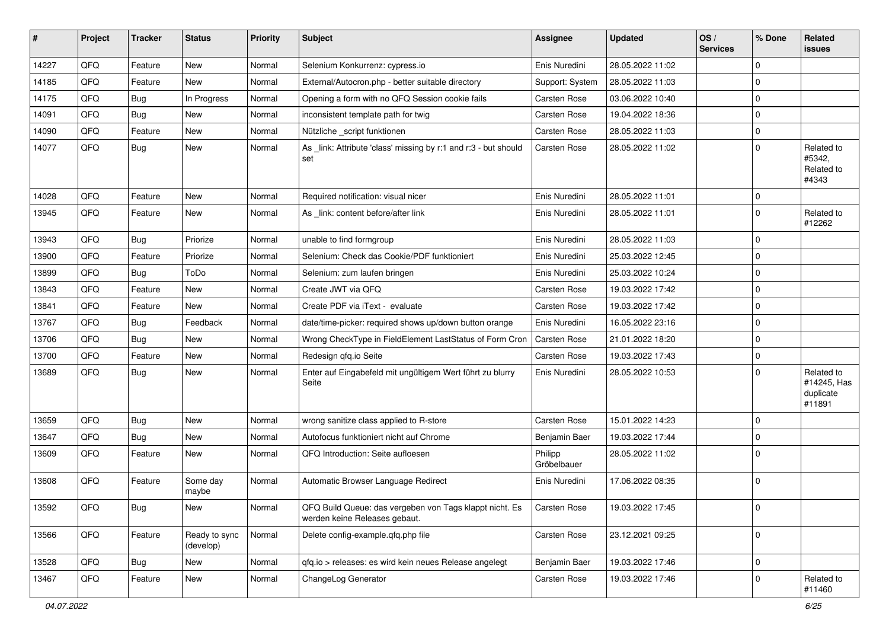| # | Project | Tracker | Status | Priority | Subject | Assignee | Updated | OS / Services | % Done | Related issues |
|---|---|---|---|---|---|---|---|---|---|---|
| 14227 | QFQ | Feature | New | Normal | Selenium Konkurrenz: cypress.io | Enis Nuredini | 28.05.2022 11:02 | | 0 | |
| 14185 | QFQ | Feature | New | Normal | External/Autocron.php - better suitable directory | Support: System | 28.05.2022 11:03 | | 0 | |
| 14175 | QFQ | Bug | In Progress | Normal | Opening a form with no QFQ Session cookie fails | Carsten Rose | 03.06.2022 10:40 | | 0 | |
| 14091 | QFQ | Bug | New | Normal | inconsistent template path for twig | Carsten Rose | 19.04.2022 18:36 | | 0 | |
| 14090 | QFQ | Feature | New | Normal | Nützliche _script funktionen | Carsten Rose | 28.05.2022 11:03 | | 0 | |
| 14077 | QFQ | Bug | New | Normal | As _link: Attribute 'class' missing by r:1 and r:3 - but should set | Carsten Rose | 28.05.2022 11:02 | | 0 | Related to #5342, Related to #4343 |
| 14028 | QFQ | Feature | New | Normal | Required notification: visual nicer | Enis Nuredini | 28.05.2022 11:01 | | 0 | |
| 13945 | QFQ | Feature | New | Normal | As _link: content before/after link | Enis Nuredini | 28.05.2022 11:01 | | 0 | Related to #12262 |
| 13943 | QFQ | Bug | Priorize | Normal | unable to find formgroup | Enis Nuredini | 28.05.2022 11:03 | | 0 | |
| 13900 | QFQ | Feature | Priorize | Normal | Selenium: Check das Cookie/PDF funktioniert | Enis Nuredini | 25.03.2022 12:45 | | 0 | |
| 13899 | QFQ | Bug | ToDo | Normal | Selenium: zum laufen bringen | Enis Nuredini | 25.03.2022 10:24 | | 0 | |
| 13843 | QFQ | Feature | New | Normal | Create JWT via QFQ | Carsten Rose | 19.03.2022 17:42 | | 0 | |
| 13841 | QFQ | Feature | New | Normal | Create PDF via iText - evaluate | Carsten Rose | 19.03.2022 17:42 | | 0 | |
| 13767 | QFQ | Bug | Feedback | Normal | date/time-picker: required shows up/down button orange | Enis Nuredini | 16.05.2022 23:16 | | 0 | |
| 13706 | QFQ | Bug | New | Normal | Wrong CheckType in FieldElement LastStatus of Form Cron | Carsten Rose | 21.01.2022 18:20 | | 0 | |
| 13700 | QFQ | Feature | New | Normal | Redesign qfq.io Seite | Carsten Rose | 19.03.2022 17:43 | | 0 | |
| 13689 | QFQ | Bug | New | Normal | Enter auf Eingabefeld mit ungültigem Wert führt zu blurry Seite | Enis Nuredini | 28.05.2022 10:53 | | 0 | Related to #14245, Has duplicate #11891 |
| 13659 | QFQ | Bug | New | Normal | wrong sanitize class applied to R-store | Carsten Rose | 15.01.2022 14:23 | | 0 | |
| 13647 | QFQ | Bug | New | Normal | Autofocus funktioniert nicht auf Chrome | Benjamin Baer | 19.03.2022 17:44 | | 0 | |
| 13609 | QFQ | Feature | New | Normal | QFQ Introduction: Seite aufloesen | Philipp Gröbelbauer | 28.05.2022 11:02 | | 0 | |
| 13608 | QFQ | Feature | Some day maybe | Normal | Automatic Browser Language Redirect | Enis Nuredini | 17.06.2022 08:35 | | 0 | |
| 13592 | QFQ | Bug | New | Normal | QFQ Build Queue: das vergeben von Tags klappt nicht. Es werden keine Releases gebaut. | Carsten Rose | 19.03.2022 17:45 | | 0 | |
| 13566 | QFQ | Feature | Ready to sync (develop) | Normal | Delete config-example.qfq.php file | Carsten Rose | 23.12.2021 09:25 | | 0 | |
| 13528 | QFQ | Bug | New | Normal | qfq.io > releases: es wird kein neues Release angelegt | Benjamin Baer | 19.03.2022 17:46 | | 0 | |
| 13467 | QFQ | Feature | New | Normal | ChangeLog Generator | Carsten Rose | 19.03.2022 17:46 | | 0 | Related to #11460 |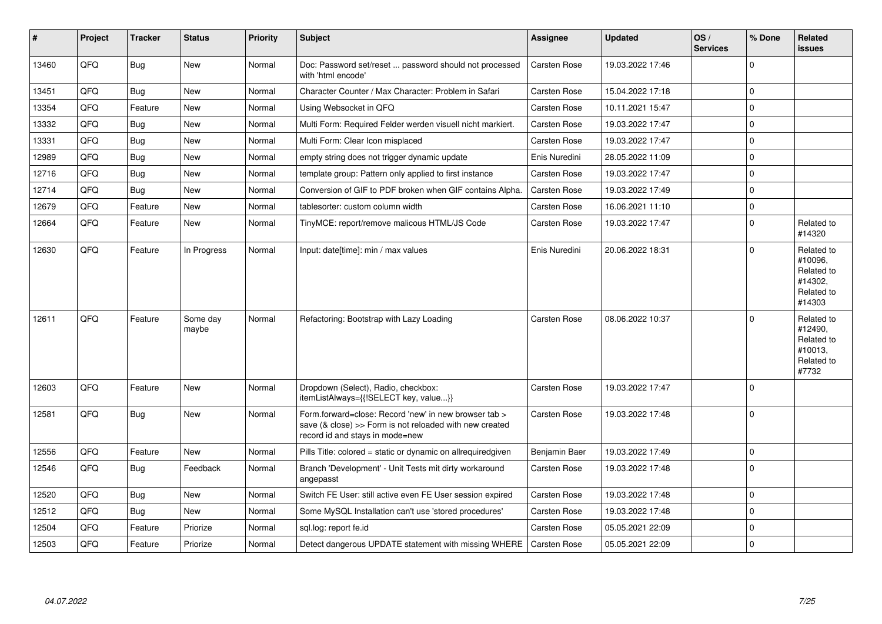| # | Project | Tracker | Status | Priority | Subject | Assignee | Updated | OS / Services | % Done | Related issues |
|---|---|---|---|---|---|---|---|---|---|---|
| 13460 | QFQ | Bug | New | Normal | Doc: Password set/reset ... password should not processed with 'html encode' | Carsten Rose | 19.03.2022 17:46 | | 0 | |
| 13451 | QFQ | Bug | New | Normal | Character Counter / Max Character: Problem in Safari | Carsten Rose | 15.04.2022 17:18 | | 0 | |
| 13354 | QFQ | Feature | New | Normal | Using Websocket in QFQ | Carsten Rose | 10.11.2021 15:47 | | 0 | |
| 13332 | QFQ | Bug | New | Normal | Multi Form: Required Felder werden visuell nicht markiert. | Carsten Rose | 19.03.2022 17:47 | | 0 | |
| 13331 | QFQ | Bug | New | Normal | Multi Form: Clear Icon misplaced | Carsten Rose | 19.03.2022 17:47 | | 0 | |
| 12989 | QFQ | Bug | New | Normal | empty string does not trigger dynamic update | Enis Nuredini | 28.05.2022 11:09 | | 0 | |
| 12716 | QFQ | Bug | New | Normal | template group: Pattern only applied to first instance | Carsten Rose | 19.03.2022 17:47 | | 0 | |
| 12714 | QFQ | Bug | New | Normal | Conversion of GIF to PDF broken when GIF contains Alpha. | Carsten Rose | 19.03.2022 17:49 | | 0 | |
| 12679 | QFQ | Feature | New | Normal | tablesorter: custom column width | Carsten Rose | 16.06.2021 11:10 | | 0 | |
| 12664 | QFQ | Feature | New | Normal | TinyMCE: report/remove malicous HTML/JS Code | Carsten Rose | 19.03.2022 17:47 | | 0 | Related to #14320 |
| 12630 | QFQ | Feature | In Progress | Normal | Input: date[time]: min / max values | Enis Nuredini | 20.06.2022 18:31 | | 0 | Related to #10096, Related to #14302, Related to #14303 |
| 12611 | QFQ | Feature | Some day maybe | Normal | Refactoring: Bootstrap with Lazy Loading | Carsten Rose | 08.06.2022 10:37 | | 0 | Related to #12490, Related to #10013, Related to #7732 |
| 12603 | QFQ | Feature | New | Normal | Dropdown (Select), Radio, checkbox: itemListAlways={{!SELECT key, value...}} | Carsten Rose | 19.03.2022 17:47 | | 0 | |
| 12581 | QFQ | Bug | New | Normal | Form.forward=close: Record 'new' in new browser tab > save (& close) >> Form is not reloaded with new created record id and stays in mode=new | Carsten Rose | 19.03.2022 17:48 | | 0 | |
| 12556 | QFQ | Feature | New | Normal | Pills Title: colored = static or dynamic on allrequiredgiven | Benjamin Baer | 19.03.2022 17:49 | | 0 | |
| 12546 | QFQ | Bug | Feedback | Normal | Branch 'Development' - Unit Tests mit dirty workaround angepasst | Carsten Rose | 19.03.2022 17:48 | | 0 | |
| 12520 | QFQ | Bug | New | Normal | Switch FE User: still active even FE User session expired | Carsten Rose | 19.03.2022 17:48 | | 0 | |
| 12512 | QFQ | Bug | New | Normal | Some MySQL Installation can't use 'stored procedures' | Carsten Rose | 19.03.2022 17:48 | | 0 | |
| 12504 | QFQ | Feature | Priorize | Normal | sql.log: report fe.id | Carsten Rose | 05.05.2021 22:09 | | 0 | |
| 12503 | QFQ | Feature | Priorize | Normal | Detect dangerous UPDATE statement with missing WHERE | Carsten Rose | 05.05.2021 22:09 | | 0 | |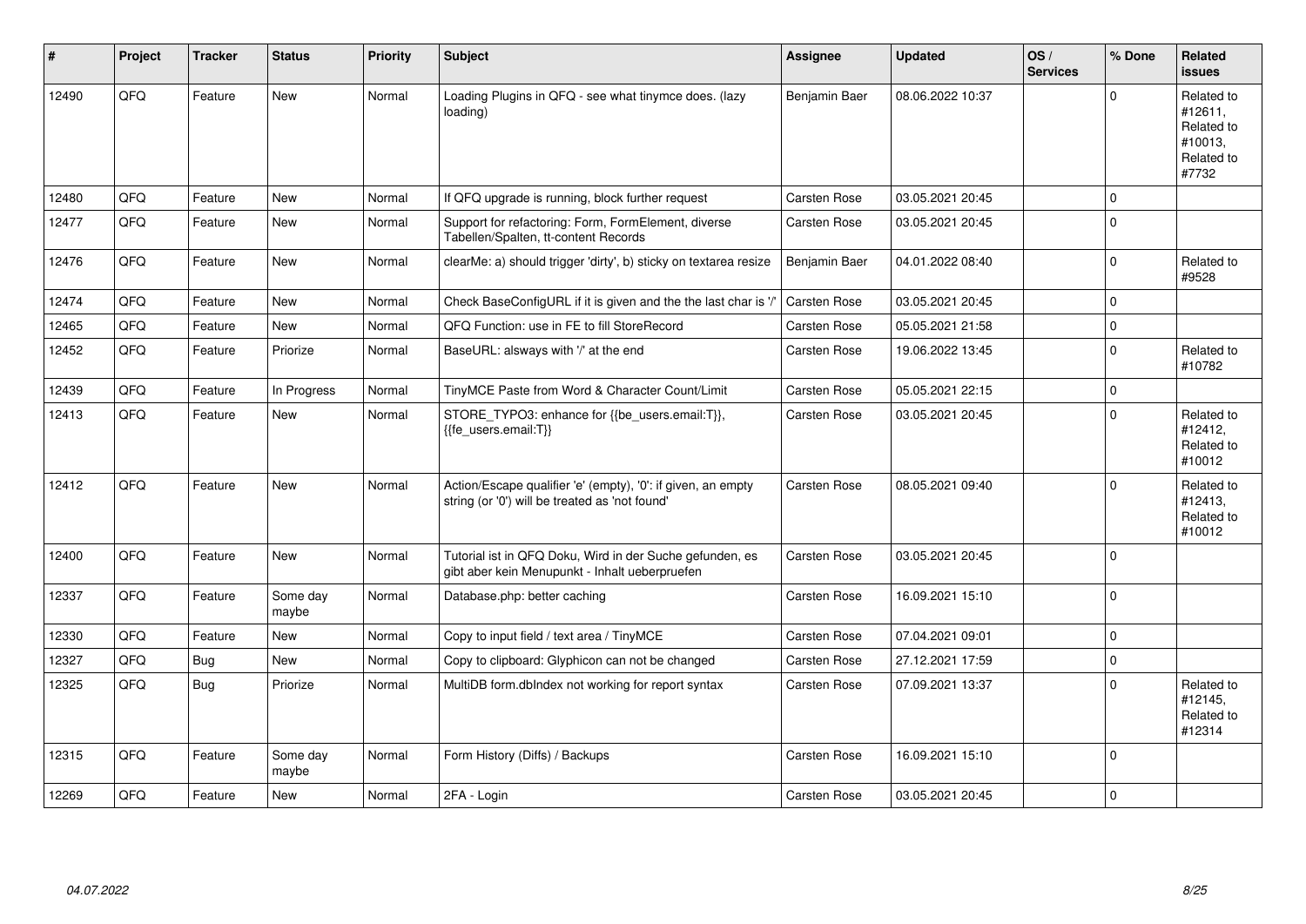| # | Project | Tracker | Status | Priority | Subject | Assignee | Updated | OS / Services | % Done | Related issues |
|---|---|---|---|---|---|---|---|---|---|---|
| 12490 | QFQ | Feature | New | Normal | Loading Plugins in QFQ - see what tinymce does. (lazy loading) | Benjamin Baer | 08.06.2022 10:37 | | 0 | Related to #12611, Related to #10013, Related to #7732 |
| 12480 | QFQ | Feature | New | Normal | If QFQ upgrade is running, block further request | Carsten Rose | 03.05.2021 20:45 | | 0 | |
| 12477 | QFQ | Feature | New | Normal | Support for refactoring: Form, FormElement, diverse Tabellen/Spalten, tt-content Records | Carsten Rose | 03.05.2021 20:45 | | 0 | |
| 12476 | QFQ | Feature | New | Normal | clearMe: a) should trigger 'dirty', b) sticky on textarea resize | Benjamin Baer | 04.01.2022 08:40 | | 0 | Related to #9528 |
| 12474 | QFQ | Feature | New | Normal | Check BaseConfigURL if it is given and the the last char is '/' | Carsten Rose | 03.05.2021 20:45 | | 0 | |
| 12465 | QFQ | Feature | New | Normal | QFQ Function: use in FE to fill StoreRecord | Carsten Rose | 05.05.2021 21:58 | | 0 | |
| 12452 | QFQ | Feature | Priorize | Normal | BaseURL: alsways with '/' at the end | Carsten Rose | 19.06.2022 13:45 | | 0 | Related to #10782 |
| 12439 | QFQ | Feature | In Progress | Normal | TinyMCE Paste from Word & Character Count/Limit | Carsten Rose | 05.05.2021 22:15 | | 0 | |
| 12413 | QFQ | Feature | New | Normal | STORE_TYPO3: enhance for {{be_users.email:T}}, {{fe_users.email:T}} | Carsten Rose | 03.05.2021 20:45 | | 0 | Related to #12412, Related to #10012 |
| 12412 | QFQ | Feature | New | Normal | Action/Escape qualifier 'e' (empty), '0': if given, an empty string (or '0') will be treated as 'not found' | Carsten Rose | 08.05.2021 09:40 | | 0 | Related to #12413, Related to #10012 |
| 12400 | QFQ | Feature | New | Normal | Tutorial ist in QFQ Doku, Wird in der Suche gefunden, es gibt aber kein Menupunkt - Inhalt ueberpruefen | Carsten Rose | 03.05.2021 20:45 | | 0 | |
| 12337 | QFQ | Feature | Some day maybe | Normal | Database.php: better caching | Carsten Rose | 16.09.2021 15:10 | | 0 | |
| 12330 | QFQ | Feature | New | Normal | Copy to input field / text area / TinyMCE | Carsten Rose | 07.04.2021 09:01 | | 0 | |
| 12327 | QFQ | Bug | New | Normal | Copy to clipboard: Glyphicon can not be changed | Carsten Rose | 27.12.2021 17:59 | | 0 | |
| 12325 | QFQ | Bug | Priorize | Normal | MultiDB form.dbIndex not working for report syntax | Carsten Rose | 07.09.2021 13:37 | | 0 | Related to #12145, Related to #12314 |
| 12315 | QFQ | Feature | Some day maybe | Normal | Form History (Diffs) / Backups | Carsten Rose | 16.09.2021 15:10 | | 0 | |
| 12269 | QFQ | Feature | New | Normal | 2FA - Login | Carsten Rose | 03.05.2021 20:45 | | 0 | |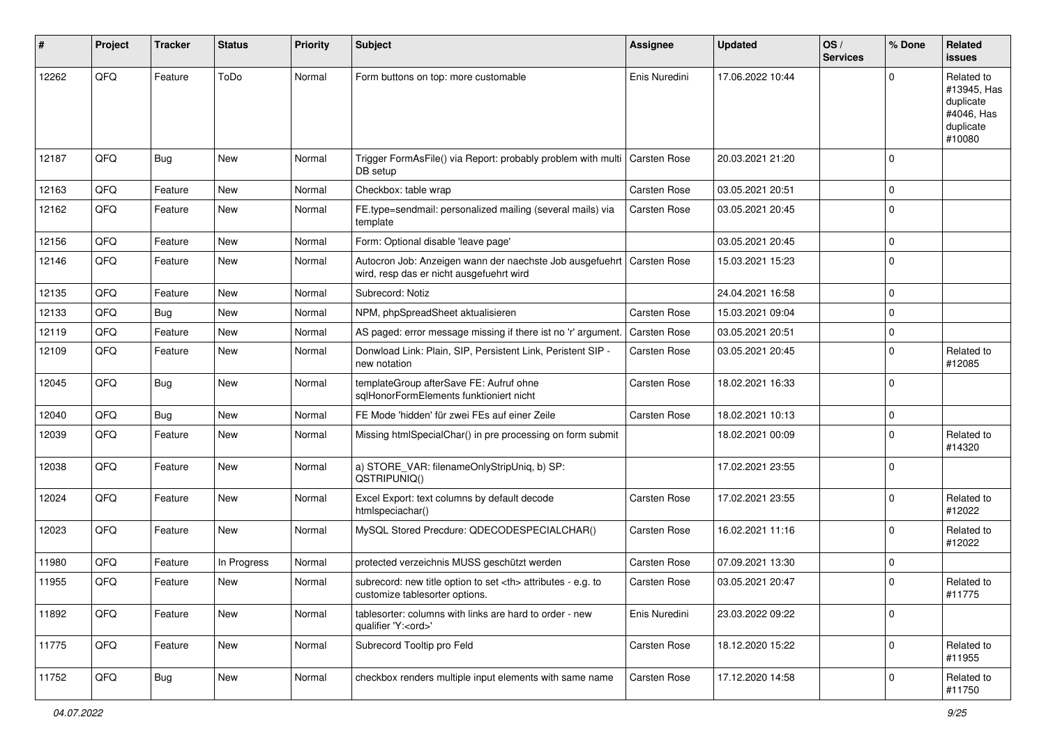| # | Project | Tracker | Status | Priority | Subject | Assignee | Updated | OS / Services | % Done | Related issues |
|---|---|---|---|---|---|---|---|---|---|---|
| 12262 | QFQ | Feature | ToDo | Normal | Form buttons on top: more customable | Enis Nuredini | 17.06.2022 10:44 | | 0 | Related to #13945, Has duplicate #4046, Has duplicate #10080 |
| 12187 | QFQ | Bug | New | Normal | Trigger FormAsFile() via Report: probably problem with multi DB setup | Carsten Rose | 20.03.2021 21:20 | | 0 | |
| 12163 | QFQ | Feature | New | Normal | Checkbox: table wrap | Carsten Rose | 03.05.2021 20:51 | | 0 | |
| 12162 | QFQ | Feature | New | Normal | FE.type=sendmail: personalized mailing (several mails) via template | Carsten Rose | 03.05.2021 20:45 | | 0 | |
| 12156 | QFQ | Feature | New | Normal | Form: Optional disable 'leave page' | | 03.05.2021 20:45 | | 0 | |
| 12146 | QFQ | Feature | New | Normal | Autocron Job: Anzeigen wann der naechste Job ausgefuehrt wird, resp das er nicht ausgefuehrt wird | Carsten Rose | 15.03.2021 15:23 | | 0 | |
| 12135 | QFQ | Feature | New | Normal | Subrecord: Notiz | | 24.04.2021 16:58 | | 0 | |
| 12133 | QFQ | Bug | New | Normal | NPM, phpSpreadSheet aktualisieren | Carsten Rose | 15.03.2021 09:04 | | 0 | |
| 12119 | QFQ | Feature | New | Normal | AS paged: error message missing if there ist no 'r' argument. | Carsten Rose | 03.05.2021 20:51 | | 0 | |
| 12109 | QFQ | Feature | New | Normal | Donwload Link: Plain, SIP, Persistent Link, Peristent SIP - new notation | Carsten Rose | 03.05.2021 20:45 | | 0 | Related to #12085 |
| 12045 | QFQ | Bug | New | Normal | templateGroup afterSave FE: Aufruf ohne sqlHonorFormElements funktioniert nicht | Carsten Rose | 18.02.2021 16:33 | | 0 | |
| 12040 | QFQ | Bug | New | Normal | FE Mode 'hidden' für zwei FEs auf einer Zeile | Carsten Rose | 18.02.2021 10:13 | | 0 | |
| 12039 | QFQ | Feature | New | Normal | Missing htmlSpecialChar() in pre processing on form submit | | 18.02.2021 00:09 | | 0 | Related to #14320 |
| 12038 | QFQ | Feature | New | Normal | a) STORE_VAR: filenameOnlyStripUniq, b) SP: QSTRIPUNIQ() | | 17.02.2021 23:55 | | 0 | |
| 12024 | QFQ | Feature | New | Normal | Excel Export: text columns by default decode htmlspeciachar() | Carsten Rose | 17.02.2021 23:55 | | 0 | Related to #12022 |
| 12023 | QFQ | Feature | New | Normal | MySQL Stored Precdure: QDECODESPECIALCHAR() | Carsten Rose | 16.02.2021 11:16 | | 0 | Related to #12022 |
| 11980 | QFQ | Feature | In Progress | Normal | protected verzeichnis MUSS geschützt werden | Carsten Rose | 07.09.2021 13:30 | | 0 | |
| 11955 | QFQ | Feature | New | Normal | subrecord: new title option to set <th> attributes - e.g. to customize tablesorter options. | Carsten Rose | 03.05.2021 20:47 | | 0 | Related to #11775 |
| 11892 | QFQ | Feature | New | Normal | tablesorter: columns with links are hard to order - new qualifier 'Y:<ord>' | Enis Nuredini | 23.03.2022 09:22 | | 0 | |
| 11775 | QFQ | Feature | New | Normal | Subrecord Tooltip pro Feld | Carsten Rose | 18.12.2020 15:22 | | 0 | Related to #11955 |
| 11752 | QFQ | Bug | New | Normal | checkbox renders multiple input elements with same name | Carsten Rose | 17.12.2020 14:58 | | 0 | Related to #11750 |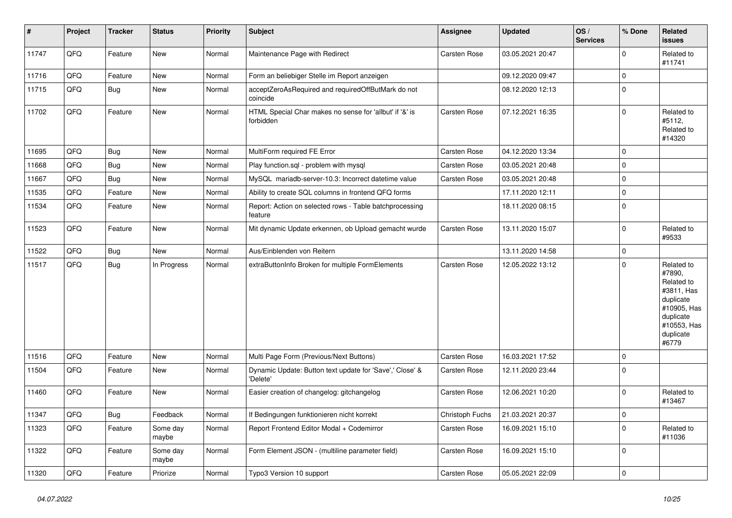| # | Project | Tracker | Status | Priority | Subject | Assignee | Updated | OS / Services | % Done | Related issues |
|---|---|---|---|---|---|---|---|---|---|---|
| 11747 | QFQ | Feature | New | Normal | Maintenance Page with Redirect | Carsten Rose | 03.05.2021 20:47 | | 0 | Related to #11741 |
| 11716 | QFQ | Feature | New | Normal | Form an beliebiger Stelle im Report anzeigen | | 09.12.2020 09:47 | | 0 | |
| 11715 | QFQ | Bug | New | Normal | acceptZeroAsRequired and requiredOffButMark do not coincide | | 08.12.2020 12:13 | | 0 | |
| 11702 | QFQ | Feature | New | Normal | HTML Special Char makes no sense for 'allbut' if '&' is forbidden | Carsten Rose | 07.12.2021 16:35 | | 0 | Related to #5112, Related to #14320 |
| 11695 | QFQ | Bug | New | Normal | MultiForm required FE Error | Carsten Rose | 04.12.2020 13:34 | | 0 | |
| 11668 | QFQ | Bug | New | Normal | Play function.sql - problem with mysql | Carsten Rose | 03.05.2021 20:48 | | 0 | |
| 11667 | QFQ | Bug | New | Normal | MySQL mariadb-server-10.3: Incorrect datetime value | Carsten Rose | 03.05.2021 20:48 | | 0 | |
| 11535 | QFQ | Feature | New | Normal | Ability to create SQL columns in frontend QFQ forms | | 17.11.2020 12:11 | | 0 | |
| 11534 | QFQ | Feature | New | Normal | Report: Action on selected rows - Table batchprocessing feature | | 18.11.2020 08:15 | | 0 | |
| 11523 | QFQ | Feature | New | Normal | Mit dynamic Update erkennen, ob Upload gemacht wurde | Carsten Rose | 13.11.2020 15:07 | | 0 | Related to #9533 |
| 11522 | QFQ | Bug | New | Normal | Aus/Einblenden von Reitern | | 13.11.2020 14:58 | | 0 | |
| 11517 | QFQ | Bug | In Progress | Normal | extraButtonInfo Broken for multiple FormElements | Carsten Rose | 12.05.2022 13:12 | | 0 | Related to #7890, Related to #3811, Has duplicate #10905, Has duplicate #10553, Has duplicate #6779 |
| 11516 | QFQ | Feature | New | Normal | Multi Page Form (Previous/Next Buttons) | Carsten Rose | 16.03.2021 17:52 | | 0 | |
| 11504 | QFQ | Feature | New | Normal | Dynamic Update: Button text update for 'Save',' Close' & 'Delete' | Carsten Rose | 12.11.2020 23:44 | | 0 | |
| 11460 | QFQ | Feature | New | Normal | Easier creation of changelog: gitchangelog | Carsten Rose | 12.06.2021 10:20 | | 0 | Related to #13467 |
| 11347 | QFQ | Bug | Feedback | Normal | If Bedingungen funktionieren nicht korrekt | Christoph Fuchs | 21.03.2021 20:37 | | 0 | |
| 11323 | QFQ | Feature | Some day maybe | Normal | Report Frontend Editor Modal + Codemirror | Carsten Rose | 16.09.2021 15:10 | | 0 | Related to #11036 |
| 11322 | QFQ | Feature | Some day maybe | Normal | Form Element JSON - (multiline parameter field) | Carsten Rose | 16.09.2021 15:10 | | 0 | |
| 11320 | QFQ | Feature | Priorize | Normal | Typo3 Version 10 support | Carsten Rose | 05.05.2021 22:09 | | 0 | |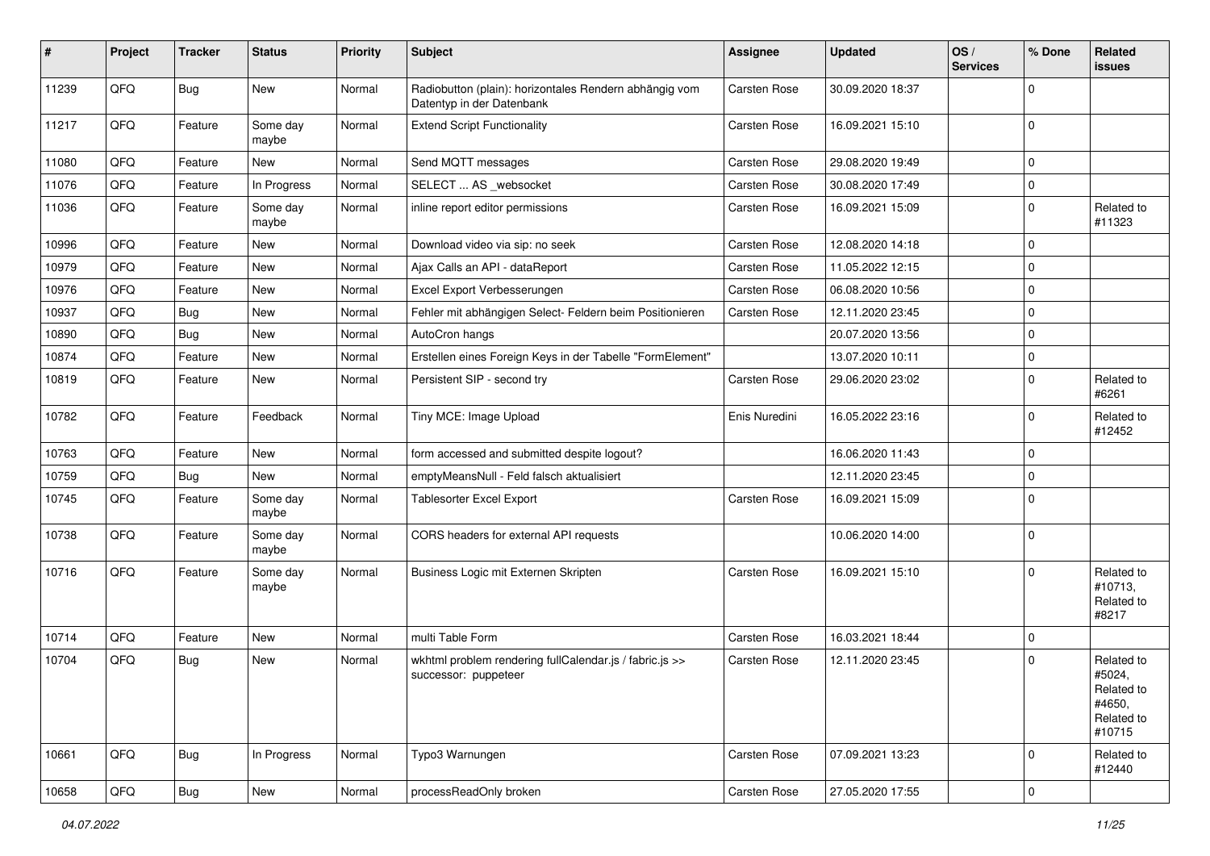| # | Project | Tracker | Status | Priority | Subject | Assignee | Updated | OS / Services | % Done | Related issues |
|---|---|---|---|---|---|---|---|---|---|---|
| 11239 | QFQ | Bug | New | Normal | Radiobutton (plain): horizontales Rendern abhängig vom Datentyp in der Datenbank | Carsten Rose | 30.09.2020 18:37 | | 0 | |
| 11217 | QFQ | Feature | Some day maybe | Normal | Extend Script Functionality | Carsten Rose | 16.09.2021 15:10 | | 0 | |
| 11080 | QFQ | Feature | New | Normal | Send MQTT messages | Carsten Rose | 29.08.2020 19:49 | | 0 | |
| 11076 | QFQ | Feature | In Progress | Normal | SELECT ... AS _websocket | Carsten Rose | 30.08.2020 17:49 | | 0 | |
| 11036 | QFQ | Feature | Some day maybe | Normal | inline report editor permissions | Carsten Rose | 16.09.2021 15:09 | | 0 | Related to #11323 |
| 10996 | QFQ | Feature | New | Normal | Download video via sip: no seek | Carsten Rose | 12.08.2020 14:18 | | 0 | |
| 10979 | QFQ | Feature | New | Normal | Ajax Calls an API - dataReport | Carsten Rose | 11.05.2022 12:15 | | 0 | |
| 10976 | QFQ | Feature | New | Normal | Excel Export Verbesserungen | Carsten Rose | 06.08.2020 10:56 | | 0 | |
| 10937 | QFQ | Bug | New | Normal | Fehler mit abhängigen Select- Feldern beim Positionieren | Carsten Rose | 12.11.2020 23:45 | | 0 | |
| 10890 | QFQ | Bug | New | Normal | AutoCron hangs | | 20.07.2020 13:56 | | 0 | |
| 10874 | QFQ | Feature | New | Normal | Erstellen eines Foreign Keys in der Tabelle "FormElement" | | 13.07.2020 10:11 | | 0 | |
| 10819 | QFQ | Feature | New | Normal | Persistent SIP - second try | Carsten Rose | 29.06.2020 23:02 | | 0 | Related to #6261 |
| 10782 | QFQ | Feature | Feedback | Normal | Tiny MCE: Image Upload | Enis Nuredini | 16.05.2022 23:16 | | 0 | Related to #12452 |
| 10763 | QFQ | Feature | New | Normal | form accessed and submitted despite logout? | | 16.06.2020 11:43 | | 0 | |
| 10759 | QFQ | Bug | New | Normal | emptyMeansNull - Feld falsch aktualisiert | | 12.11.2020 23:45 | | 0 | |
| 10745 | QFQ | Feature | Some day maybe | Normal | Tablesorter Excel Export | Carsten Rose | 16.09.2021 15:09 | | 0 | |
| 10738 | QFQ | Feature | Some day maybe | Normal | CORS headers for external API requests | | 10.06.2020 14:00 | | 0 | |
| 10716 | QFQ | Feature | Some day maybe | Normal | Business Logic mit Externen Skripten | Carsten Rose | 16.09.2021 15:10 | | 0 | Related to #10713, Related to #8217 |
| 10714 | QFQ | Feature | New | Normal | multi Table Form | Carsten Rose | 16.03.2021 18:44 | | 0 | |
| 10704 | QFQ | Bug | New | Normal | wkhtml problem rendering fullCalendar.js / fabric.js >> successor: puppeteer | Carsten Rose | 12.11.2020 23:45 | | 0 | Related to #5024, Related to #4650, Related to #10715 |
| 10661 | QFQ | Bug | In Progress | Normal | Typo3 Warnungen | Carsten Rose | 07.09.2021 13:23 | | 0 | Related to #12440 |
| 10658 | QFQ | Bug | New | Normal | processReadOnly broken | Carsten Rose | 27.05.2020 17:55 | | 0 | |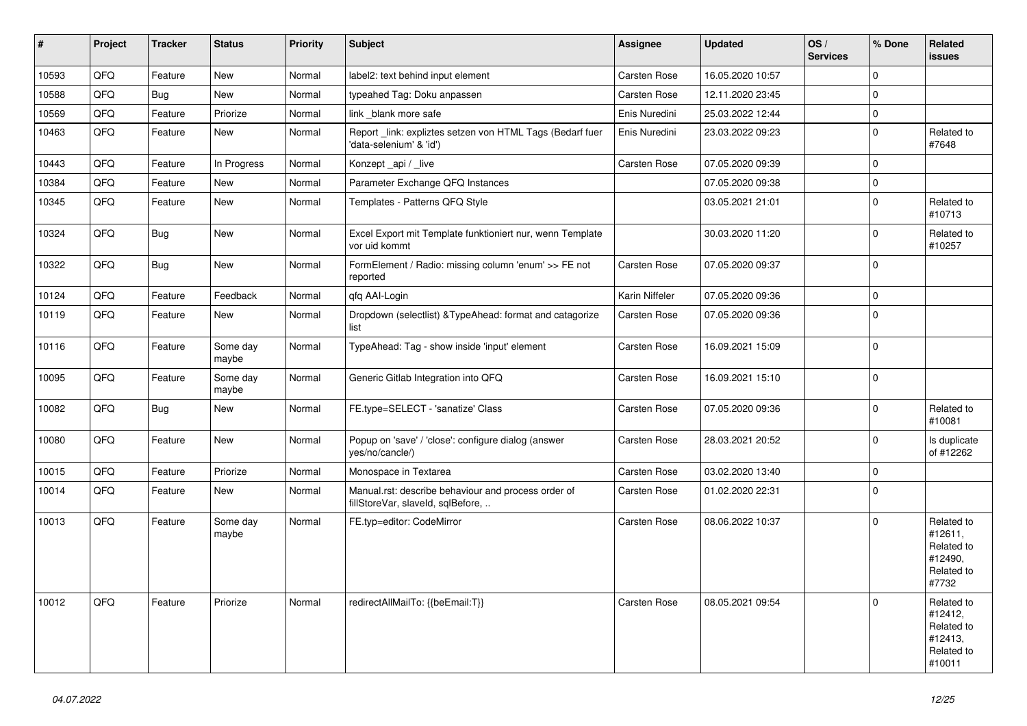| # | Project | Tracker | Status | Priority | Subject | Assignee | Updated | OS / Services | % Done | Related issues |
|---|---|---|---|---|---|---|---|---|---|---|
| 10593 | QFQ | Feature | New | Normal | label2: text behind input element | Carsten Rose | 16.05.2020 10:57 | | 0 | |
| 10588 | QFQ | Bug | New | Normal | typeahed Tag: Doku anpassen | Carsten Rose | 12.11.2020 23:45 | | 0 | |
| 10569 | QFQ | Feature | Priorize | Normal | link _blank more safe | Enis Nuredini | 25.03.2022 12:44 | | 0 | |
| 10463 | QFQ | Feature | New | Normal | Report _link: expliztes setzen von HTML Tags (Bedarf fuer 'data-selenium' & 'id') | Enis Nuredini | 23.03.2022 09:23 | | 0 | Related to #7648 |
| 10443 | QFQ | Feature | In Progress | Normal | Konzept _api / _live | Carsten Rose | 07.05.2020 09:39 | | 0 | |
| 10384 | QFQ | Feature | New | Normal | Parameter Exchange QFQ Instances | | 07.05.2020 09:38 | | 0 | |
| 10345 | QFQ | Feature | New | Normal | Templates - Patterns QFQ Style | | 03.05.2021 21:01 | | 0 | Related to #10713 |
| 10324 | QFQ | Bug | New | Normal | Excel Export mit Template funktioniert nur, wenn Template vor uid kommt | | 30.03.2020 11:20 | | 0 | Related to #10257 |
| 10322 | QFQ | Bug | New | Normal | FormElement / Radio: missing column 'enum' >> FE not reported | Carsten Rose | 07.05.2020 09:37 | | 0 | |
| 10124 | QFQ | Feature | Feedback | Normal | qfq AAI-Login | Karin Niffeler | 07.05.2020 09:36 | | 0 | |
| 10119 | QFQ | Feature | New | Normal | Dropdown (selectlist) &TypeAhead: format and catagorize list | Carsten Rose | 07.05.2020 09:36 | | 0 | |
| 10116 | QFQ | Feature | Some day maybe | Normal | TypeAhead: Tag - show inside 'input' element | Carsten Rose | 16.09.2021 15:09 | | 0 | |
| 10095 | QFQ | Feature | Some day maybe | Normal | Generic Gitlab Integration into QFQ | Carsten Rose | 16.09.2021 15:10 | | 0 | |
| 10082 | QFQ | Bug | New | Normal | FE.type=SELECT - 'sanatize' Class | Carsten Rose | 07.05.2020 09:36 | | 0 | Related to #10081 |
| 10080 | QFQ | Feature | New | Normal | Popup on 'save' / 'close': configure dialog (answer yes/no/cancle/) | Carsten Rose | 28.03.2021 20:52 | | 0 | Is duplicate of #12262 |
| 10015 | QFQ | Feature | Priorize | Normal | Monospace in Textarea | Carsten Rose | 03.02.2020 13:40 | | 0 | |
| 10014 | QFQ | Feature | New | Normal | Manual.rst: describe behaviour and process order of fillStoreVar, slaveId, sqlBefore, .. | Carsten Rose | 01.02.2020 22:31 | | 0 | |
| 10013 | QFQ | Feature | Some day maybe | Normal | FE.typ=editor: CodeMirror | Carsten Rose | 08.06.2022 10:37 | | 0 | Related to #12611, Related to #12490, Related to #7732 |
| 10012 | QFQ | Feature | Priorize | Normal | redirectAllMailTo: {{beEmail:T}} | Carsten Rose | 08.05.2021 09:54 | | 0 | Related to #12412, Related to #12413, Related to #10011 |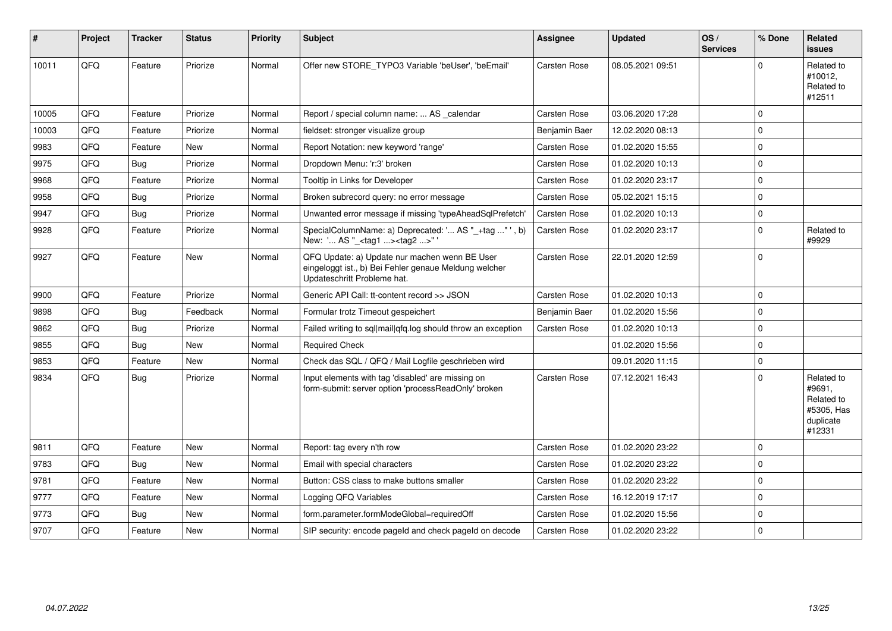| # | Project | Tracker | Status | Priority | Subject | Assignee | Updated | OS / Services | % Done | Related issues |
|---|---|---|---|---|---|---|---|---|---|---|
| 10011 | QFQ | Feature | Priorize | Normal | Offer new STORE_TYPO3 Variable 'beUser', 'beEmail' | Carsten Rose | 08.05.2021 09:51 | | 0 | Related to #10012, Related to #12511 |
| 10005 | QFQ | Feature | Priorize | Normal | Report / special column name: ... AS _calendar | Carsten Rose | 03.06.2020 17:28 | | 0 | |
| 10003 | QFQ | Feature | Priorize | Normal | fieldset: stronger visualize group | Benjamin Baer | 12.02.2020 08:13 | | 0 | |
| 9983 | QFQ | Feature | New | Normal | Report Notation: new keyword 'range' | Carsten Rose | 01.02.2020 15:55 | | 0 | |
| 9975 | QFQ | Bug | Priorize | Normal | Dropdown Menu: 'r:3' broken | Carsten Rose | 01.02.2020 10:13 | | 0 | |
| 9968 | QFQ | Feature | Priorize | Normal | Tooltip in Links for Developer | Carsten Rose | 01.02.2020 23:17 | | 0 | |
| 9958 | QFQ | Bug | Priorize | Normal | Broken subrecord query: no error message | Carsten Rose | 05.02.2021 15:15 | | 0 | |
| 9947 | QFQ | Bug | Priorize | Normal | Unwanted error message if missing 'typeAheadSqlPrefetch' | Carsten Rose | 01.02.2020 10:13 | | 0 | |
| 9928 | QFQ | Feature | Priorize | Normal | SpecialColumnName: a) Deprecated: '... AS "_+tag ..." ', b) New: '... AS "_<tag1 ...><tag2 ...>" ' | Carsten Rose | 01.02.2020 23:17 | | 0 | Related to #9929 |
| 9927 | QFQ | Feature | New | Normal | QFQ Update: a) Update nur machen wenn BE User eingeloggt ist., b) Bei Fehler genaue Meldung welcher Updateschritt Probleme hat. | Carsten Rose | 22.01.2020 12:59 | | 0 | |
| 9900 | QFQ | Feature | Priorize | Normal | Generic API Call: tt-content record >> JSON | Carsten Rose | 01.02.2020 10:13 | | 0 | |
| 9898 | QFQ | Bug | Feedback | Normal | Formular trotz Timeout gespeichert | Benjamin Baer | 01.02.2020 15:56 | | 0 | |
| 9862 | QFQ | Bug | Priorize | Normal | Failed writing to sql\|mail\|qfq.log should throw an exception | Carsten Rose | 01.02.2020 10:13 | | 0 | |
| 9855 | QFQ | Bug | New | Normal | Required Check | | 01.02.2020 15:56 | | 0 | |
| 9853 | QFQ | Feature | New | Normal | Check das SQL / QFQ / Mail Logfile geschrieben wird | | 09.01.2020 11:15 | | 0 | |
| 9834 | QFQ | Bug | Priorize | Normal | Input elements with tag 'disabled' are missing on form-submit: server option 'processReadOnly' broken | Carsten Rose | 07.12.2021 16:43 | | 0 | Related to #9691, Related to #5305, Has duplicate #12331 |
| 9811 | QFQ | Feature | New | Normal | Report: tag every n'th row | Carsten Rose | 01.02.2020 23:22 | | 0 | |
| 9783 | QFQ | Bug | New | Normal | Email with special characters | Carsten Rose | 01.02.2020 23:22 | | 0 | |
| 9781 | QFQ | Feature | New | Normal | Button: CSS class to make buttons smaller | Carsten Rose | 01.02.2020 23:22 | | 0 | |
| 9777 | QFQ | Feature | New | Normal | Logging QFQ Variables | Carsten Rose | 16.12.2019 17:17 | | 0 | |
| 9773 | QFQ | Bug | New | Normal | form.parameter.formModeGlobal=requiredOff | Carsten Rose | 01.02.2020 15:56 | | 0 | |
| 9707 | QFQ | Feature | New | Normal | SIP security: encode pageId and check pageId on decode | Carsten Rose | 01.02.2020 23:22 | | 0 | |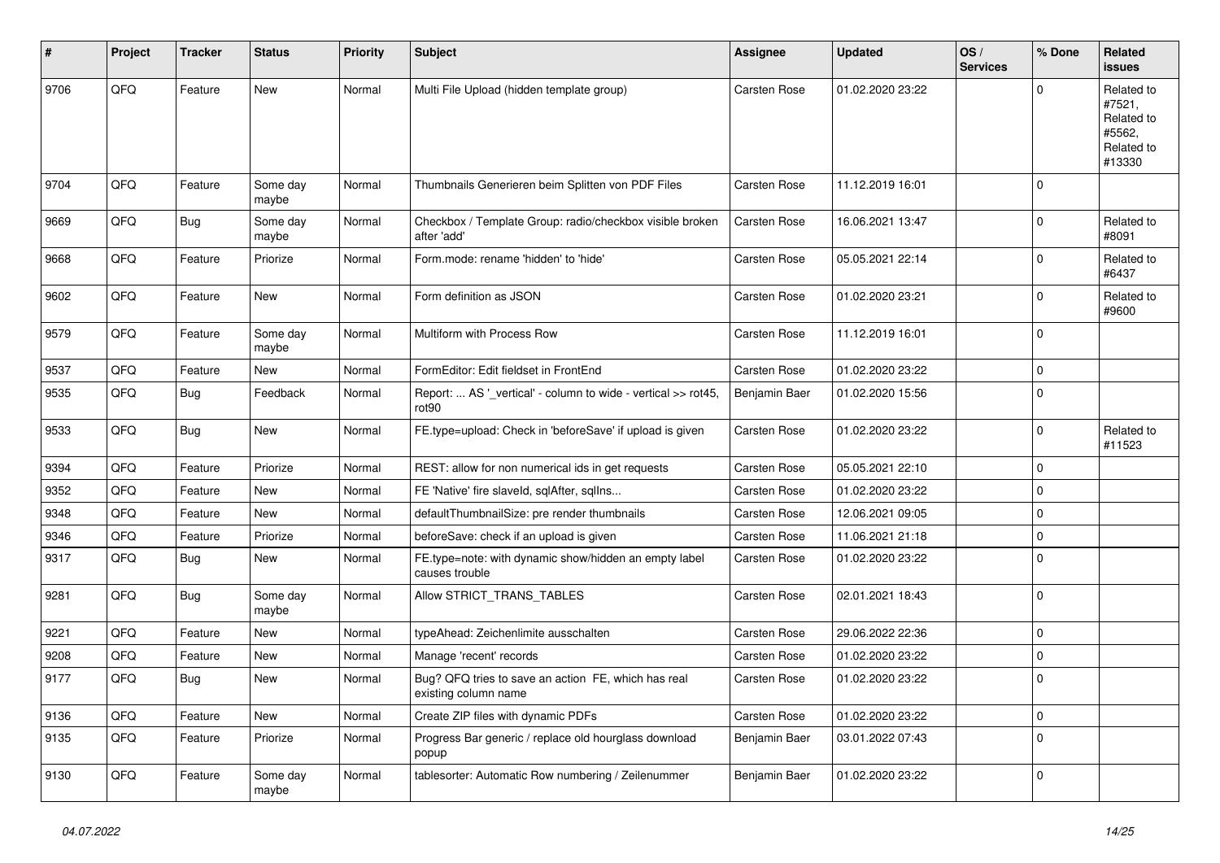| # | Project | Tracker | Status | Priority | Subject | Assignee | Updated | OS / Services | % Done | Related issues |
|---|---|---|---|---|---|---|---|---|---|---|
| 9706 | QFQ | Feature | New | Normal | Multi File Upload (hidden template group) | Carsten Rose | 01.02.2020 23:22 | | 0 | Related to #7521, Related to #5562, Related to #13330 |
| 9704 | QFQ | Feature | Some day maybe | Normal | Thumbnails Generieren beim Splitten von PDF Files | Carsten Rose | 11.12.2019 16:01 | | 0 | |
| 9669 | QFQ | Bug | Some day maybe | Normal | Checkbox / Template Group: radio/checkbox visible broken after 'add' | Carsten Rose | 16.06.2021 13:47 | | 0 | Related to #8091 |
| 9668 | QFQ | Feature | Priorize | Normal | Form.mode: rename 'hidden' to 'hide' | Carsten Rose | 05.05.2021 22:14 | | 0 | Related to #6437 |
| 9602 | QFQ | Feature | New | Normal | Form definition as JSON | Carsten Rose | 01.02.2020 23:21 | | 0 | Related to #9600 |
| 9579 | QFQ | Feature | Some day maybe | Normal | Multiform with Process Row | Carsten Rose | 11.12.2019 16:01 | | 0 | |
| 9537 | QFQ | Feature | New | Normal | FormEditor: Edit fieldset in FrontEnd | Carsten Rose | 01.02.2020 23:22 | | 0 | |
| 9535 | QFQ | Bug | Feedback | Normal | Report: ... AS '_vertical' - column to wide - vertical >> rot45, rot90 | Benjamin Baer | 01.02.2020 15:56 | | 0 | |
| 9533 | QFQ | Bug | New | Normal | FE.type=upload: Check in 'beforeSave' if upload is given | Carsten Rose | 01.02.2020 23:22 | | 0 | Related to #11523 |
| 9394 | QFQ | Feature | Priorize | Normal | REST: allow for non numerical ids in get requests | Carsten Rose | 05.05.2021 22:10 | | 0 | |
| 9352 | QFQ | Feature | New | Normal | FE 'Native' fire slaveId, sqlAfter, sqlIns... | Carsten Rose | 01.02.2020 23:22 | | 0 | |
| 9348 | QFQ | Feature | New | Normal | defaultThumbnailSize: pre render thumbnails | Carsten Rose | 12.06.2021 09:05 | | 0 | |
| 9346 | QFQ | Feature | Priorize | Normal | beforeSave: check if an upload is given | Carsten Rose | 11.06.2021 21:18 | | 0 | |
| 9317 | QFQ | Bug | New | Normal | FE.type=note: with dynamic show/hidden an empty label causes trouble | Carsten Rose | 01.02.2020 23:22 | | 0 | |
| 9281 | QFQ | Bug | Some day maybe | Normal | Allow STRICT_TRANS_TABLES | Carsten Rose | 02.01.2021 18:43 | | 0 | |
| 9221 | QFQ | Feature | New | Normal | typeAhead: Zeichenlimite ausschalten | Carsten Rose | 29.06.2022 22:36 | | 0 | |
| 9208 | QFQ | Feature | New | Normal | Manage 'recent' records | Carsten Rose | 01.02.2020 23:22 | | 0 | |
| 9177 | QFQ | Bug | New | Normal | Bug? QFQ tries to save an action FE, which has real existing column name | Carsten Rose | 01.02.2020 23:22 | | 0 | |
| 9136 | QFQ | Feature | New | Normal | Create ZIP files with dynamic PDFs | Carsten Rose | 01.02.2020 23:22 | | 0 | |
| 9135 | QFQ | Feature | Priorize | Normal | Progress Bar generic / replace old hourglass download popup | Benjamin Baer | 03.01.2022 07:43 | | 0 | |
| 9130 | QFQ | Feature | Some day maybe | Normal | tablesorter: Automatic Row numbering / Zeilenummer | Benjamin Baer | 01.02.2020 23:22 | | 0 | |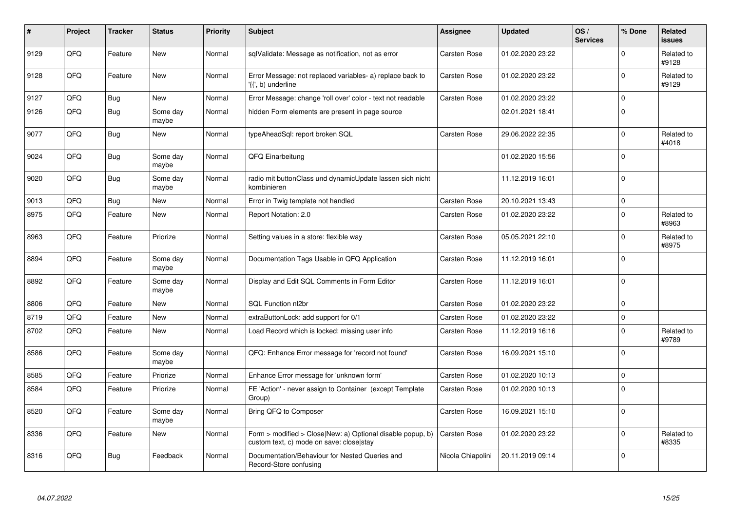| # | Project | Tracker | Status | Priority | Subject | Assignee | Updated | OS / Services | % Done | Related issues |
|---|---|---|---|---|---|---|---|---|---|---|
| 9129 | QFQ | Feature | New | Normal | sqlValidate: Message as notification, not as error | Carsten Rose | 01.02.2020 23:22 | | 0 | Related to #9128 |
| 9128 | QFQ | Feature | New | Normal | Error Message: not replaced variables- a) replace back to '{{', b) underline | Carsten Rose | 01.02.2020 23:22 | | 0 | Related to #9129 |
| 9127 | QFQ | Bug | New | Normal | Error Message: change 'roll over' color - text not readable | Carsten Rose | 01.02.2020 23:22 | | 0 | |
| 9126 | QFQ | Bug | Some day maybe | Normal | hidden Form elements are present in page source | | 02.01.2021 18:41 | | 0 | |
| 9077 | QFQ | Bug | New | Normal | typeAheadSql: report broken SQL | Carsten Rose | 29.06.2022 22:35 | | 0 | Related to #4018 |
| 9024 | QFQ | Bug | Some day maybe | Normal | QFQ Einarbeitung | | 01.02.2020 15:56 | | 0 | |
| 9020 | QFQ | Bug | Some day maybe | Normal | radio mit buttonClass und dynamicUpdate lassen sich nicht kombinieren | | 11.12.2019 16:01 | | 0 | |
| 9013 | QFQ | Bug | New | Normal | Error in Twig template not handled | Carsten Rose | 20.10.2021 13:43 | | 0 | |
| 8975 | QFQ | Feature | New | Normal | Report Notation: 2.0 | Carsten Rose | 01.02.2020 23:22 | | 0 | Related to #8963 |
| 8963 | QFQ | Feature | Priorize | Normal | Setting values in a store: flexible way | Carsten Rose | 05.05.2021 22:10 | | 0 | Related to #8975 |
| 8894 | QFQ | Feature | Some day maybe | Normal | Documentation Tags Usable in QFQ Application | Carsten Rose | 11.12.2019 16:01 | | 0 | |
| 8892 | QFQ | Feature | Some day maybe | Normal | Display and Edit SQL Comments in Form Editor | Carsten Rose | 11.12.2019 16:01 | | 0 | |
| 8806 | QFQ | Feature | New | Normal | SQL Function nl2br | Carsten Rose | 01.02.2020 23:22 | | 0 | |
| 8719 | QFQ | Feature | New | Normal | extraButtonLock: add support for 0/1 | Carsten Rose | 01.02.2020 23:22 | | 0 | |
| 8702 | QFQ | Feature | New | Normal | Load Record which is locked: missing user info | Carsten Rose | 11.12.2019 16:16 | | 0 | Related to #9789 |
| 8586 | QFQ | Feature | Some day maybe | Normal | QFQ: Enhance Error message for 'record not found' | Carsten Rose | 16.09.2021 15:10 | | 0 | |
| 8585 | QFQ | Feature | Priorize | Normal | Enhance Error message for 'unknown form' | Carsten Rose | 01.02.2020 10:13 | | 0 | |
| 8584 | QFQ | Feature | Priorize | Normal | FE 'Action' - never assign to Container (except Template Group) | Carsten Rose | 01.02.2020 10:13 | | 0 | |
| 8520 | QFQ | Feature | Some day maybe | Normal | Bring QFQ to Composer | Carsten Rose | 16.09.2021 15:10 | | 0 | |
| 8336 | QFQ | Feature | New | Normal | Form > modified > Close\|New: a) Optional disable popup, b) custom text, c) mode on save: close\|stay | Carsten Rose | 01.02.2020 23:22 | | 0 | Related to #8335 |
| 8316 | QFQ | Bug | Feedback | Normal | Documentation/Behaviour for Nested Queries and Record-Store confusing | Nicola Chiapolini | 20.11.2019 09:14 | | 0 | |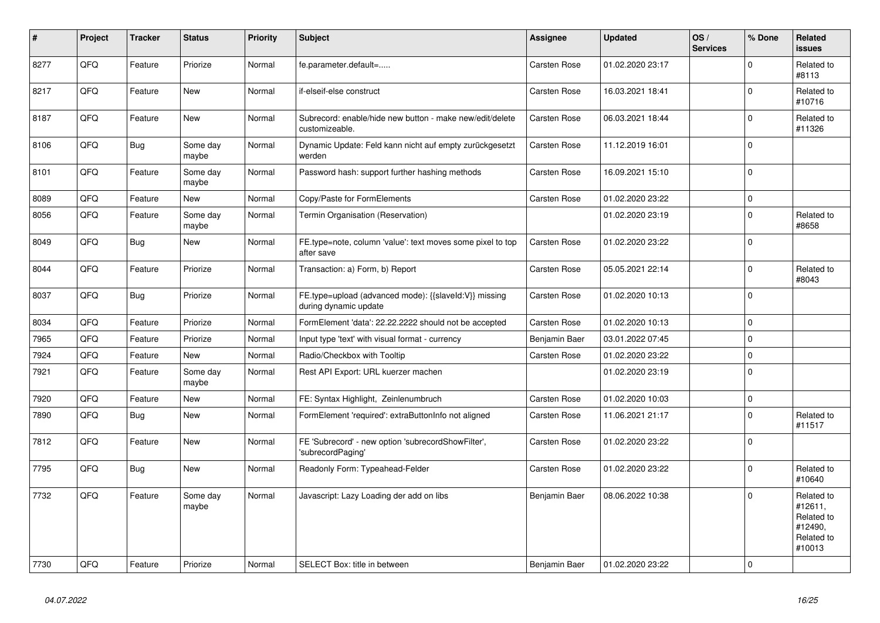| # | Project | Tracker | Status | Priority | Subject | Assignee | Updated | OS / Services | % Done | Related issues |
|---|---|---|---|---|---|---|---|---|---|---|
| 8277 | QFQ | Feature | Priorize | Normal | fe.parameter.default=..... | Carsten Rose | 01.02.2020 23:17 | | 0 | Related to #8113 |
| 8217 | QFQ | Feature | New | Normal | if-elseif-else construct | Carsten Rose | 16.03.2021 18:41 | | 0 | Related to #10716 |
| 8187 | QFQ | Feature | New | Normal | Subrecord: enable/hide new button - make new/edit/delete customizeable. | Carsten Rose | 06.03.2021 18:44 | | 0 | Related to #11326 |
| 8106 | QFQ | Bug | Some day maybe | Normal | Dynamic Update: Feld kann nicht auf empty zurückgesetzt werden | Carsten Rose | 11.12.2019 16:01 | | 0 | |
| 8101 | QFQ | Feature | Some day maybe | Normal | Password hash: support further hashing methods | Carsten Rose | 16.09.2021 15:10 | | 0 | |
| 8089 | QFQ | Feature | New | Normal | Copy/Paste for FormElements | Carsten Rose | 01.02.2020 23:22 | | 0 | |
| 8056 | QFQ | Feature | Some day maybe | Normal | Termin Organisation (Reservation) | | 01.02.2020 23:19 | | 0 | Related to #8658 |
| 8049 | QFQ | Bug | New | Normal | FE.type=note, column 'value': text moves some pixel to top after save | Carsten Rose | 01.02.2020 23:22 | | 0 | |
| 8044 | QFQ | Feature | Priorize | Normal | Transaction: a) Form, b) Report | Carsten Rose | 05.05.2021 22:14 | | 0 | Related to #8043 |
| 8037 | QFQ | Bug | Priorize | Normal | FE.type=upload (advanced mode): {{slaveId:V}} missing during dynamic update | Carsten Rose | 01.02.2020 10:13 | | 0 | |
| 8034 | QFQ | Feature | Priorize | Normal | FormElement 'data': 22.22.2222 should not be accepted | Carsten Rose | 01.02.2020 10:13 | | 0 | |
| 7965 | QFQ | Feature | Priorize | Normal | Input type 'text' with visual format - currency | Benjamin Baer | 03.01.2022 07:45 | | 0 | |
| 7924 | QFQ | Feature | New | Normal | Radio/Checkbox with Tooltip | Carsten Rose | 01.02.2020 23:22 | | 0 | |
| 7921 | QFQ | Feature | Some day maybe | Normal | Rest API Export: URL kuerzer machen | | 01.02.2020 23:19 | | 0 | |
| 7920 | QFQ | Feature | New | Normal | FE: Syntax Highlight, Zeinlenumbruch | Carsten Rose | 01.02.2020 10:03 | | 0 | |
| 7890 | QFQ | Bug | New | Normal | FormElement 'required': extraButtonInfo not aligned | Carsten Rose | 11.06.2021 21:17 | | 0 | Related to #11517 |
| 7812 | QFQ | Feature | New | Normal | FE 'Subrecord' - new option 'subrecordShowFilter', 'subrecordPaging' | Carsten Rose | 01.02.2020 23:22 | | 0 | |
| 7795 | QFQ | Bug | New | Normal | Readonly Form: Typeahead-Felder | Carsten Rose | 01.02.2020 23:22 | | 0 | Related to #10640 |
| 7732 | QFQ | Feature | Some day maybe | Normal | Javascript: Lazy Loading der add on libs | Benjamin Baer | 08.06.2022 10:38 | | 0 | Related to #12611, Related to #12490, Related to #10013 |
| 7730 | QFQ | Feature | Priorize | Normal | SELECT Box: title in between | Benjamin Baer | 01.02.2020 23:22 | | 0 | |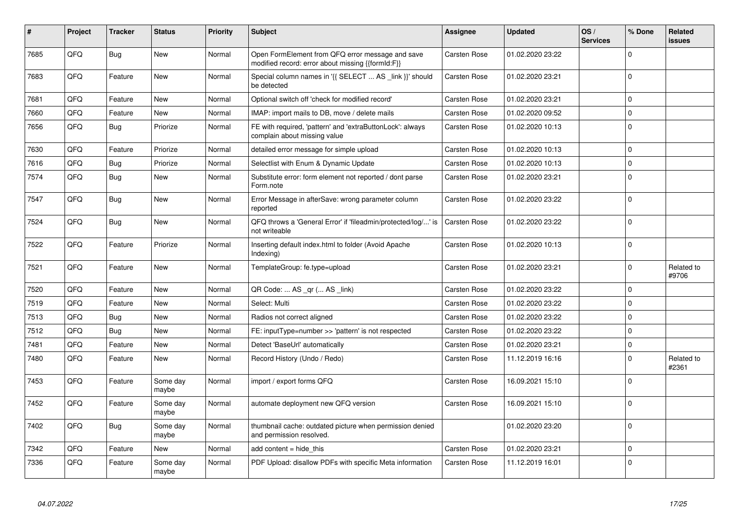| # | Project | Tracker | Status | Priority | Subject | Assignee | Updated | OS / Services | % Done | Related issues |
|---|---|---|---|---|---|---|---|---|---|---|
| 7685 | QFQ | Bug | New | Normal | Open FormElement from QFQ error message and save modified record: error about missing {{formId:F}} | Carsten Rose | 01.02.2020 23:22 | | 0 | |
| 7683 | QFQ | Feature | New | Normal | Special column names in '{{ SELECT ... AS _link }}' should be detected | Carsten Rose | 01.02.2020 23:21 | | 0 | |
| 7681 | QFQ | Feature | New | Normal | Optional switch off 'check for modified record' | Carsten Rose | 01.02.2020 23:21 | | 0 | |
| 7660 | QFQ | Feature | New | Normal | IMAP: import mails to DB, move / delete mails | Carsten Rose | 01.02.2020 09:52 | | 0 | |
| 7656 | QFQ | Bug | Priorize | Normal | FE with required, 'pattern' and 'extraButtonLock': always complain about missing value | Carsten Rose | 01.02.2020 10:13 | | 0 | |
| 7630 | QFQ | Feature | Priorize | Normal | detailed error message for simple upload | Carsten Rose | 01.02.2020 10:13 | | 0 | |
| 7616 | QFQ | Bug | Priorize | Normal | Selectlist with Enum & Dynamic Update | Carsten Rose | 01.02.2020 10:13 | | 0 | |
| 7574 | QFQ | Bug | New | Normal | Substitute error: form element not reported / dont parse Form.note | Carsten Rose | 01.02.2020 23:21 | | 0 | |
| 7547 | QFQ | Bug | New | Normal | Error Message in afterSave: wrong parameter column reported | Carsten Rose | 01.02.2020 23:22 | | 0 | |
| 7524 | QFQ | Bug | New | Normal | QFQ throws a 'General Error' if 'fileadmin/protected/log/...' is not writeable | Carsten Rose | 01.02.2020 23:22 | | 0 | |
| 7522 | QFQ | Feature | Priorize | Normal | Inserting default index.html to folder (Avoid Apache Indexing) | Carsten Rose | 01.02.2020 10:13 | | 0 | |
| 7521 | QFQ | Feature | New | Normal | TemplateGroup: fe.type=upload | Carsten Rose | 01.02.2020 23:21 | | 0 | Related to #9706 |
| 7520 | QFQ | Feature | New | Normal | QR Code: ... AS _qr (... AS _link) | Carsten Rose | 01.02.2020 23:22 | | 0 | |
| 7519 | QFQ | Feature | New | Normal | Select: Multi | Carsten Rose | 01.02.2020 23:22 | | 0 | |
| 7513 | QFQ | Bug | New | Normal | Radios not correct aligned | Carsten Rose | 01.02.2020 23:22 | | 0 | |
| 7512 | QFQ | Bug | New | Normal | FE: inputType=number >> 'pattern' is not respected | Carsten Rose | 01.02.2020 23:22 | | 0 | |
| 7481 | QFQ | Feature | New | Normal | Detect 'BaseUrl' automatically | Carsten Rose | 01.02.2020 23:21 | | 0 | |
| 7480 | QFQ | Feature | New | Normal | Record History (Undo / Redo) | Carsten Rose | 11.12.2019 16:16 | | 0 | Related to #2361 |
| 7453 | QFQ | Feature | Some day maybe | Normal | import / export forms QFQ | Carsten Rose | 16.09.2021 15:10 | | 0 | |
| 7452 | QFQ | Feature | Some day maybe | Normal | automate deployment new QFQ version | Carsten Rose | 16.09.2021 15:10 | | 0 | |
| 7402 | QFQ | Bug | Some day maybe | Normal | thumbnail cache: outdated picture when permission denied and permission resolved. | | 01.02.2020 23:20 | | 0 | |
| 7342 | QFQ | Feature | New | Normal | add content = hide_this | Carsten Rose | 01.02.2020 23:21 | | 0 | |
| 7336 | QFQ | Feature | Some day maybe | Normal | PDF Upload: disallow PDFs with specific Meta information | Carsten Rose | 11.12.2019 16:01 | | 0 | |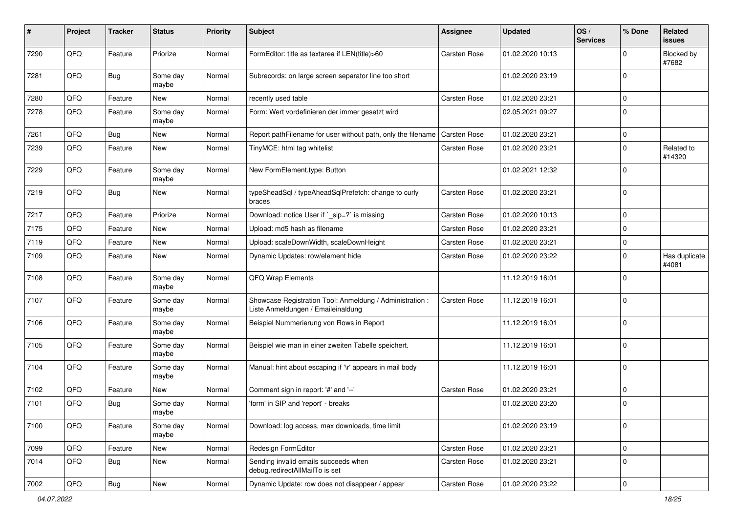| # | Project | Tracker | Status | Priority | Subject | Assignee | Updated | OS / Services | % Done | Related issues |
|---|---|---|---|---|---|---|---|---|---|---|
| 7290 | QFQ | Feature | Priorize | Normal | FormEditor: title as textarea if LEN(title)>60 | Carsten Rose | 01.02.2020 10:13 | | 0 | Blocked by #7682 |
| 7281 | QFQ | Bug | Some day maybe | Normal | Subrecords: on large screen separator line too short | | 01.02.2020 23:19 | | 0 | |
| 7280 | QFQ | Feature | New | Normal | recently used table | Carsten Rose | 01.02.2020 23:21 | | 0 | |
| 7278 | QFQ | Feature | Some day maybe | Normal | Form: Wert vordefinieren der immer gesetzt wird | | 02.05.2021 09:27 | | 0 | |
| 7261 | QFQ | Bug | New | Normal | Report pathFilename for user without path, only the filename | Carsten Rose | 01.02.2020 23:21 | | 0 | |
| 7239 | QFQ | Feature | New | Normal | TinyMCE: html tag whitelist | Carsten Rose | 01.02.2020 23:21 | | 0 | Related to #14320 |
| 7229 | QFQ | Feature | Some day maybe | Normal | New FormElement.type: Button | | 01.02.2021 12:32 | | 0 | |
| 7219 | QFQ | Bug | New | Normal | typeSheadSql / typeAheadSqlPrefetch: change to curly braces | Carsten Rose | 01.02.2020 23:21 | | 0 | |
| 7217 | QFQ | Feature | Priorize | Normal | Download: notice User if `_sip=?` is missing | Carsten Rose | 01.02.2020 10:13 | | 0 | |
| 7175 | QFQ | Feature | New | Normal | Upload: md5 hash as filename | Carsten Rose | 01.02.2020 23:21 | | 0 | |
| 7119 | QFQ | Feature | New | Normal | Upload: scaleDownWidth, scaleDownHeight | Carsten Rose | 01.02.2020 23:21 | | 0 | |
| 7109 | QFQ | Feature | New | Normal | Dynamic Updates: row/element hide | Carsten Rose | 01.02.2020 23:22 | | 0 | Has duplicate #4081 |
| 7108 | QFQ | Feature | Some day maybe | Normal | QFQ Wrap Elements | | 11.12.2019 16:01 | | 0 | |
| 7107 | QFQ | Feature | Some day maybe | Normal | Showcase Registration Tool: Anmeldung / Administration : Liste Anmeldungen / Emaileinaldung | Carsten Rose | 11.12.2019 16:01 | | 0 | |
| 7106 | QFQ | Feature | Some day maybe | Normal | Beispiel Nummerierung von Rows in Report | | 11.12.2019 16:01 | | 0 | |
| 7105 | QFQ | Feature | Some day maybe | Normal | Beispiel wie man in einer zweiten Tabelle speichert. | | 11.12.2019 16:01 | | 0 | |
| 7104 | QFQ | Feature | Some day maybe | Normal | Manual: hint about escaping if '\r' appears in mail body | | 11.12.2019 16:01 | | 0 | |
| 7102 | QFQ | Feature | New | Normal | Comment sign in report: '#' and '--' | Carsten Rose | 01.02.2020 23:21 | | 0 | |
| 7101 | QFQ | Bug | Some day maybe | Normal | 'form' in SIP and 'report' - breaks | | 01.02.2020 23:20 | | 0 | |
| 7100 | QFQ | Feature | Some day maybe | Normal | Download: log access, max downloads, time limit | | 01.02.2020 23:19 | | 0 | |
| 7099 | QFQ | Feature | New | Normal | Redesign FormEditor | Carsten Rose | 01.02.2020 23:21 | | 0 | |
| 7014 | QFQ | Bug | New | Normal | Sending invalid emails succeeds when debug.redirectAllMailTo is set | Carsten Rose | 01.02.2020 23:21 | | 0 | |
| 7002 | QFQ | Bug | New | Normal | Dynamic Update: row does not disappear / appear | Carsten Rose | 01.02.2020 23:22 | | 0 | |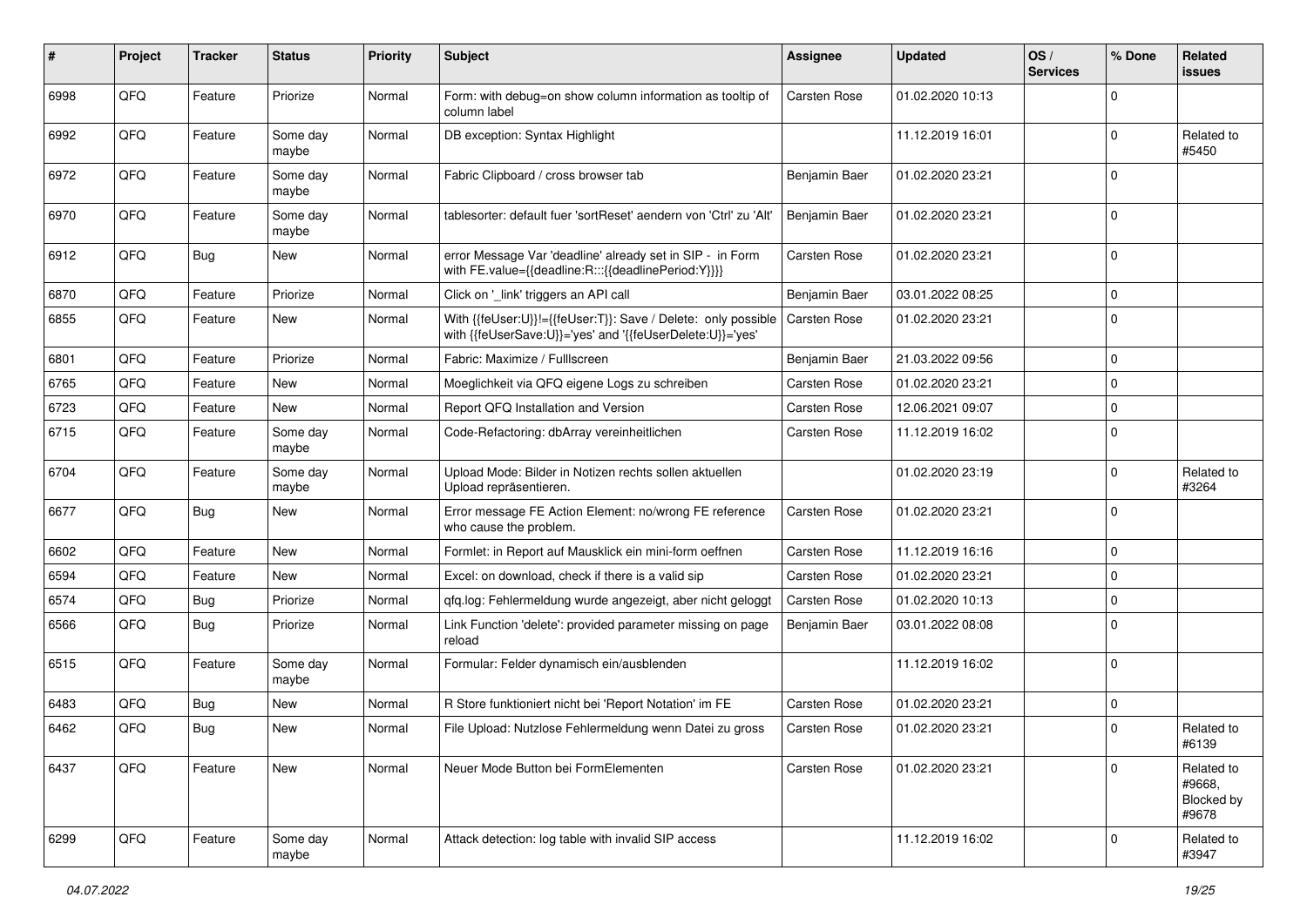| # | Project | Tracker | Status | Priority | Subject | Assignee | Updated | OS / Services | % Done | Related issues |
|---|---|---|---|---|---|---|---|---|---|---|
| 6998 | QFQ | Feature | Priorize | Normal | Form: with debug=on show column information as tooltip of column label | Carsten Rose | 01.02.2020 10:13 | | 0 | |
| 6992 | QFQ | Feature | Some day maybe | Normal | DB exception: Syntax Highlight | | 11.12.2019 16:01 | | 0 | Related to #5450 |
| 6972 | QFQ | Feature | Some day maybe | Normal | Fabric Clipboard / cross browser tab | Benjamin Baer | 01.02.2020 23:21 | | 0 | |
| 6970 | QFQ | Feature | Some day maybe | Normal | tablesorter: default fuer 'sortReset' aendern von 'Ctrl' zu 'Alt' | Benjamin Baer | 01.02.2020 23:21 | | 0 | |
| 6912 | QFQ | Bug | New | Normal | error Message Var 'deadline' already set in SIP - in Form with FE.value={{deadline:R:::{{deadlinePeriod:Y}}}} | Carsten Rose | 01.02.2020 23:21 | | 0 | |
| 6870 | QFQ | Feature | Priorize | Normal | Click on '_link' triggers an API call | Benjamin Baer | 03.01.2022 08:25 | | 0 | |
| 6855 | QFQ | Feature | New | Normal | With {{feUser:U}}!={{feUser:T}}: Save / Delete: only possible with {{feUserSave:U}}='yes' and '{{feUserDelete:U}}='yes' | Carsten Rose | 01.02.2020 23:21 | | 0 | |
| 6801 | QFQ | Feature | Priorize | Normal | Fabric: Maximize / Fulllscreen | Benjamin Baer | 21.03.2022 09:56 | | 0 | |
| 6765 | QFQ | Feature | New | Normal | Moeglichkeit via QFQ eigene Logs zu schreiben | Carsten Rose | 01.02.2020 23:21 | | 0 | |
| 6723 | QFQ | Feature | New | Normal | Report QFQ Installation and Version | Carsten Rose | 12.06.2021 09:07 | | 0 | |
| 6715 | QFQ | Feature | Some day maybe | Normal | Code-Refactoring: dbArray vereinheitlichen | Carsten Rose | 11.12.2019 16:02 | | 0 | |
| 6704 | QFQ | Feature | Some day maybe | Normal | Upload Mode: Bilder in Notizen rechts sollen aktuellen Upload repräsentieren. | | 01.02.2020 23:19 | | 0 | Related to #3264 |
| 6677 | QFQ | Bug | New | Normal | Error message FE Action Element: no/wrong FE reference who cause the problem. | Carsten Rose | 01.02.2020 23:21 | | 0 | |
| 6602 | QFQ | Feature | New | Normal | Formlet: in Report auf Mausklick ein mini-form oeffnen | Carsten Rose | 11.12.2019 16:16 | | 0 | |
| 6594 | QFQ | Feature | New | Normal | Excel: on download, check if there is a valid sip | Carsten Rose | 01.02.2020 23:21 | | 0 | |
| 6574 | QFQ | Bug | Priorize | Normal | qfq.log: Fehlermeldung wurde angezeigt, aber nicht geloggt | Carsten Rose | 01.02.2020 10:13 | | 0 | |
| 6566 | QFQ | Bug | Priorize | Normal | Link Function 'delete': provided parameter missing on page reload | Benjamin Baer | 03.01.2022 08:08 | | 0 | |
| 6515 | QFQ | Feature | Some day maybe | Normal | Formular: Felder dynamisch ein/ausblenden | | 11.12.2019 16:02 | | 0 | |
| 6483 | QFQ | Bug | New | Normal | R Store funktioniert nicht bei 'Report Notation' im FE | Carsten Rose | 01.02.2020 23:21 | | 0 | |
| 6462 | QFQ | Bug | New | Normal | File Upload: Nutzlose Fehlermeldung wenn Datei zu gross | Carsten Rose | 01.02.2020 23:21 | | 0 | Related to #6139 |
| 6437 | QFQ | Feature | New | Normal | Neuer Mode Button bei FormElementen | Carsten Rose | 01.02.2020 23:21 | | 0 | Related to #9668, Blocked by #9678 |
| 6299 | QFQ | Feature | Some day maybe | Normal | Attack detection: log table with invalid SIP access | | 11.12.2019 16:02 | | 0 | Related to #3947 |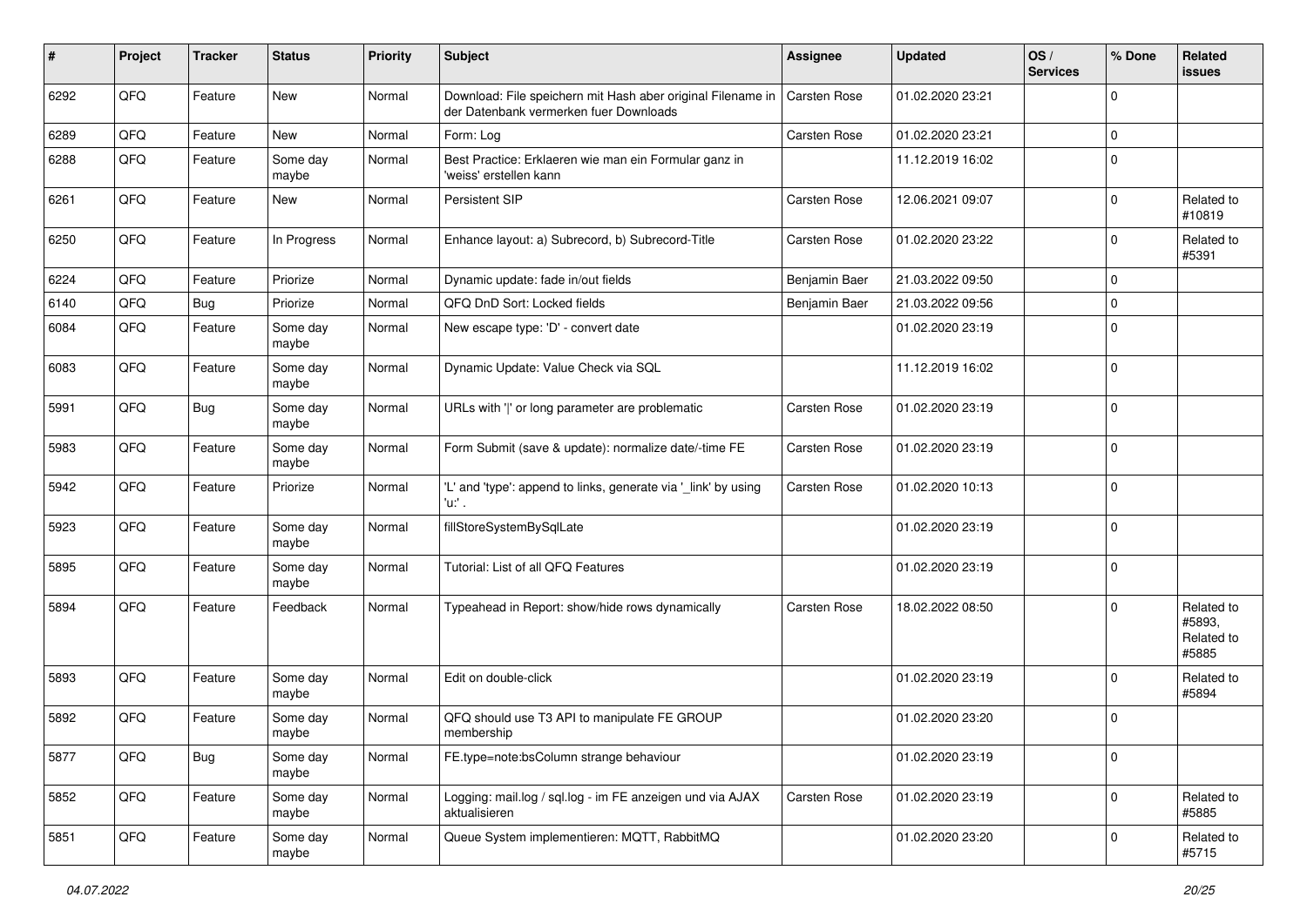| # | Project | Tracker | Status | Priority | Subject | Assignee | Updated | OS / Services | % Done | Related issues |
|---|---|---|---|---|---|---|---|---|---|---|
| 6292 | QFQ | Feature | New | Normal | Download: File speichern mit Hash aber original Filename in der Datenbank vermerken fuer Downloads | Carsten Rose | 01.02.2020 23:21 | | 0 | |
| 6289 | QFQ | Feature | New | Normal | Form: Log | Carsten Rose | 01.02.2020 23:21 | | 0 | |
| 6288 | QFQ | Feature | Some day maybe | Normal | Best Practice: Erklaeren wie man ein Formular ganz in 'weiss' erstellen kann | | 11.12.2019 16:02 | | 0 | |
| 6261 | QFQ | Feature | New | Normal | Persistent SIP | Carsten Rose | 12.06.2021 09:07 | | 0 | Related to #10819 |
| 6250 | QFQ | Feature | In Progress | Normal | Enhance layout: a) Subrecord, b) Subrecord-Title | Carsten Rose | 01.02.2020 23:22 | | 0 | Related to #5391 |
| 6224 | QFQ | Feature | Priorize | Normal | Dynamic update: fade in/out fields | Benjamin Baer | 21.03.2022 09:50 | | 0 | |
| 6140 | QFQ | Bug | Priorize | Normal | QFQ DnD Sort: Locked fields | Benjamin Baer | 21.03.2022 09:56 | | 0 | |
| 6084 | QFQ | Feature | Some day maybe | Normal | New escape type: 'D' - convert date | | 01.02.2020 23:19 | | 0 | |
| 6083 | QFQ | Feature | Some day maybe | Normal | Dynamic Update: Value Check via SQL | | 11.12.2019 16:02 | | 0 | |
| 5991 | QFQ | Bug | Some day maybe | Normal | URLs with ' ' or long parameter are problematic | Carsten Rose | 01.02.2020 23:19 | | 0 | |
| 5983 | QFQ | Feature | Some day maybe | Normal | Form Submit (save & update): normalize date/-time FE | Carsten Rose | 01.02.2020 23:19 | | 0 | |
| 5942 | QFQ | Feature | Priorize | Normal | 'L' and 'type': append to links, generate via '_link' by using 'u:' . | Carsten Rose | 01.02.2020 10:13 | | 0 | |
| 5923 | QFQ | Feature | Some day maybe | Normal | fillStoreSystemBySqlLate | | 01.02.2020 23:19 | | 0 | |
| 5895 | QFQ | Feature | Some day maybe | Normal | Tutorial: List of all QFQ Features | | 01.02.2020 23:19 | | 0 | |
| 5894 | QFQ | Feature | Feedback | Normal | Typeahead in Report: show/hide rows dynamically | Carsten Rose | 18.02.2022 08:50 | | 0 | Related to #5893, Related to #5885 |
| 5893 | QFQ | Feature | Some day maybe | Normal | Edit on double-click | | 01.02.2020 23:19 | | 0 | Related to #5894 |
| 5892 | QFQ | Feature | Some day maybe | Normal | QFQ should use T3 API to manipulate FE GROUP membership | | 01.02.2020 23:20 | | 0 | |
| 5877 | QFQ | Bug | Some day maybe | Normal | FE.type=note:bsColumn strange behaviour | | 01.02.2020 23:19 | | 0 | |
| 5852 | QFQ | Feature | Some day maybe | Normal | Logging: mail.log / sql.log - im FE anzeigen und via AJAX aktualisieren | Carsten Rose | 01.02.2020 23:19 | | 0 | Related to #5885 |
| 5851 | QFQ | Feature | Some day maybe | Normal | Queue System implementieren: MQTT, RabbitMQ | | 01.02.2020 23:20 | | 0 | Related to #5715 |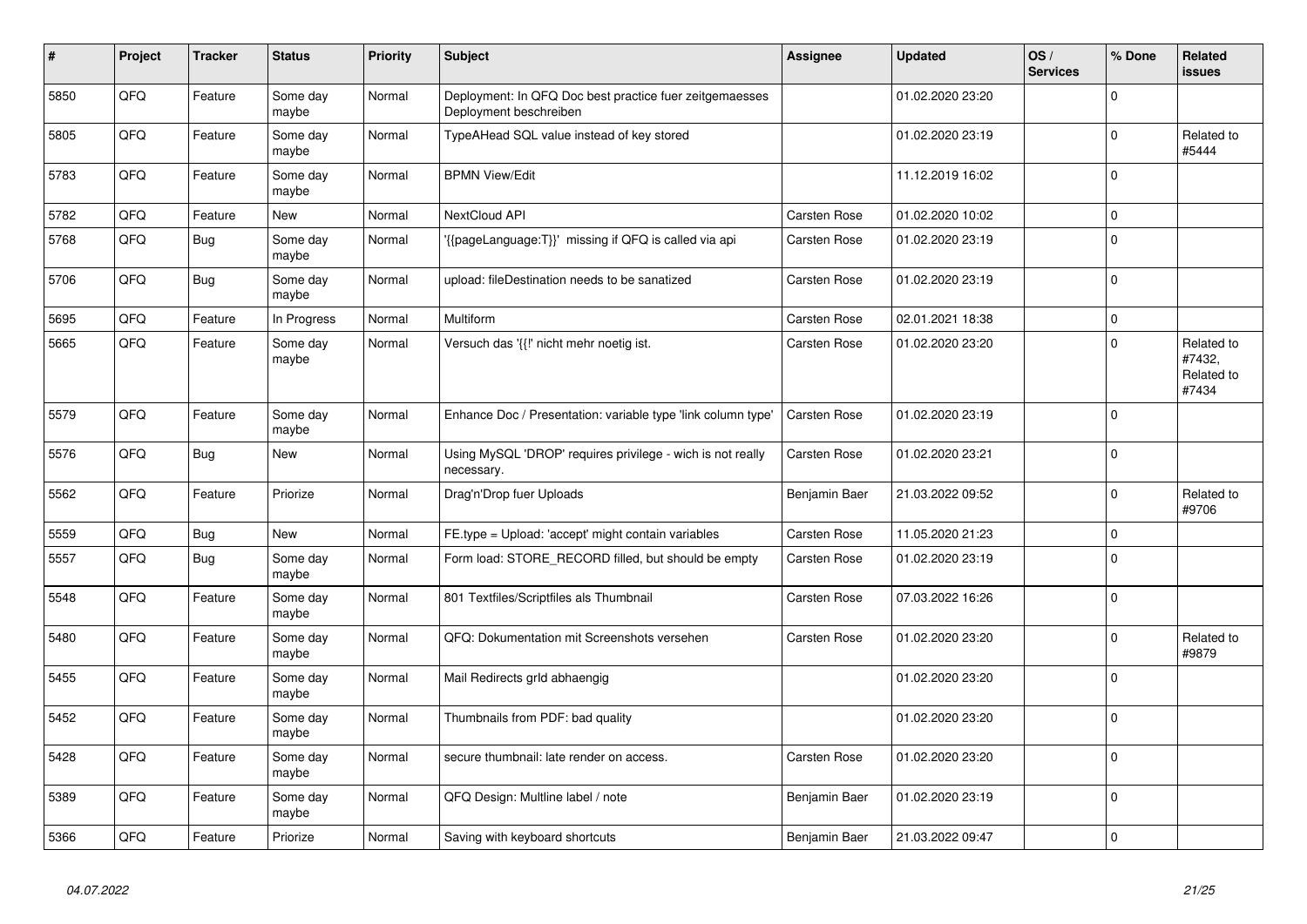| # | Project | Tracker | Status | Priority | Subject | Assignee | Updated | OS / Services | % Done | Related issues |
|---|---|---|---|---|---|---|---|---|---|---|
| 5850 | QFQ | Feature | Some day maybe | Normal | Deployment: In QFQ Doc best practice fuer zeitgemaesses Deployment beschreiben | | 01.02.2020 23:20 | | 0 | |
| 5805 | QFQ | Feature | Some day maybe | Normal | TypeAHead SQL value instead of key stored | | 01.02.2020 23:19 | | 0 | Related to #5444 |
| 5783 | QFQ | Feature | Some day maybe | Normal | BPMN View/Edit | | 11.12.2019 16:02 | | 0 | |
| 5782 | QFQ | Feature | New | Normal | NextCloud API | Carsten Rose | 01.02.2020 10:02 | | 0 | |
| 5768 | QFQ | Bug | Some day maybe | Normal | '{{pageLanguage:T}}' missing if QFQ is called via api | Carsten Rose | 01.02.2020 23:19 | | 0 | |
| 5706 | QFQ | Bug | Some day maybe | Normal | upload: fileDestination needs to be sanatized | Carsten Rose | 01.02.2020 23:19 | | 0 | |
| 5695 | QFQ | Feature | In Progress | Normal | Multiform | Carsten Rose | 02.01.2021 18:38 | | 0 | |
| 5665 | QFQ | Feature | Some day maybe | Normal | Versuch das '{{!' nicht mehr noetig ist. | Carsten Rose | 01.02.2020 23:20 | | 0 | Related to #7432, Related to #7434 |
| 5579 | QFQ | Feature | Some day maybe | Normal | Enhance Doc / Presentation: variable type 'link column type' | Carsten Rose | 01.02.2020 23:19 | | 0 | |
| 5576 | QFQ | Bug | New | Normal | Using MySQL 'DROP' requires privilege - wich is not really necessary. | Carsten Rose | 01.02.2020 23:21 | | 0 | |
| 5562 | QFQ | Feature | Priorize | Normal | Drag'n'Drop fuer Uploads | Benjamin Baer | 21.03.2022 09:52 | | 0 | Related to #9706 |
| 5559 | QFQ | Bug | New | Normal | FE.type = Upload: 'accept' might contain variables | Carsten Rose | 11.05.2020 21:23 | | 0 | |
| 5557 | QFQ | Bug | Some day maybe | Normal | Form load: STORE_RECORD filled, but should be empty | Carsten Rose | 01.02.2020 23:19 | | 0 | |
| 5548 | QFQ | Feature | Some day maybe | Normal | 801 Textfiles/Scriptfiles als Thumbnail | Carsten Rose | 07.03.2022 16:26 | | 0 | |
| 5480 | QFQ | Feature | Some day maybe | Normal | QFQ: Dokumentation mit Screenshots versehen | Carsten Rose | 01.02.2020 23:20 | | 0 | Related to #9879 |
| 5455 | QFQ | Feature | Some day maybe | Normal | Mail Redirects grld abhaengig | | 01.02.2020 23:20 | | 0 | |
| 5452 | QFQ | Feature | Some day maybe | Normal | Thumbnails from PDF: bad quality | | 01.02.2020 23:20 | | 0 | |
| 5428 | QFQ | Feature | Some day maybe | Normal | secure thumbnail: late render on access. | Carsten Rose | 01.02.2020 23:20 | | 0 | |
| 5389 | QFQ | Feature | Some day maybe | Normal | QFQ Design: Multline label / note | Benjamin Baer | 01.02.2020 23:19 | | 0 | |
| 5366 | QFQ | Feature | Priorize | Normal | Saving with keyboard shortcuts | Benjamin Baer | 21.03.2022 09:47 | | 0 | |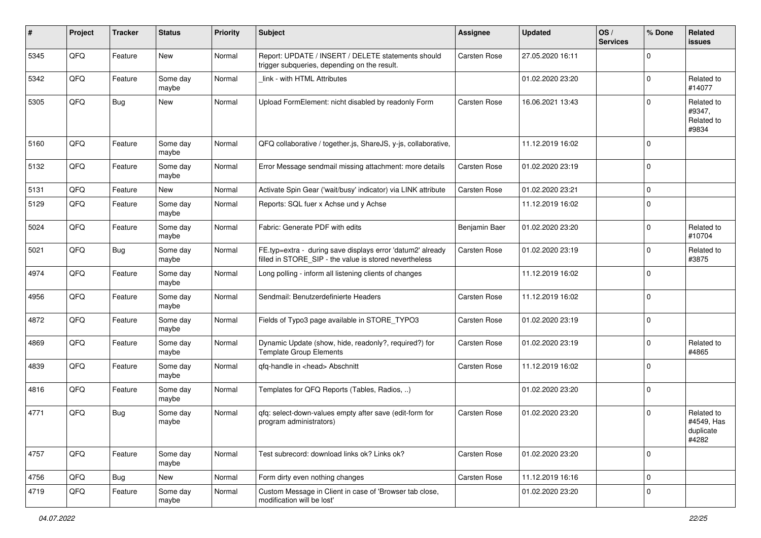| # | Project | Tracker | Status | Priority | Subject | Assignee | Updated | OS / Services | % Done | Related issues |
|---|---|---|---|---|---|---|---|---|---|---|
| 5345 | QFQ | Feature | New | Normal | Report: UPDATE / INSERT / DELETE statements should trigger subqueries, depending on the result. | Carsten Rose | 27.05.2020 16:11 | | 0 | |
| 5342 | QFQ | Feature | Some day maybe | Normal | _link - with HTML Attributes | | 01.02.2020 23:20 | | 0 | Related to #14077 |
| 5305 | QFQ | Bug | New | Normal | Upload FormElement: nicht disabled by readonly Form | Carsten Rose | 16.06.2021 13:43 | | 0 | Related to #9347, Related to #9834 |
| 5160 | QFQ | Feature | Some day maybe | Normal | QFQ collaborative / together.js, ShareJS, y-js, collaborative, | | 11.12.2019 16:02 | | 0 | |
| 5132 | QFQ | Feature | Some day maybe | Normal | Error Message sendmail missing attachment: more details | Carsten Rose | 01.02.2020 23:19 | | 0 | |
| 5131 | QFQ | Feature | New | Normal | Activate Spin Gear ('wait/busy' indicator) via LINK attribute | Carsten Rose | 01.02.2020 23:21 | | 0 | |
| 5129 | QFQ | Feature | Some day maybe | Normal | Reports: SQL fuer x Achse und y Achse | | 11.12.2019 16:02 | | 0 | |
| 5024 | QFQ | Feature | Some day maybe | Normal | Fabric: Generate PDF with edits | Benjamin Baer | 01.02.2020 23:20 | | 0 | Related to #10704 |
| 5021 | QFQ | Bug | Some day maybe | Normal | FE.typ=extra - during save displays error 'datum2' already filled in STORE_SIP - the value is stored nevertheless | Carsten Rose | 01.02.2020 23:19 | | 0 | Related to #3875 |
| 4974 | QFQ | Feature | Some day maybe | Normal | Long polling - inform all listening clients of changes | | 11.12.2019 16:02 | | 0 | |
| 4956 | QFQ | Feature | Some day maybe | Normal | Sendmail: Benutzerdefinierte Headers | Carsten Rose | 11.12.2019 16:02 | | 0 | |
| 4872 | QFQ | Feature | Some day maybe | Normal | Fields of Typo3 page available in STORE_TYPO3 | Carsten Rose | 01.02.2020 23:19 | | 0 | |
| 4869 | QFQ | Feature | Some day maybe | Normal | Dynamic Update (show, hide, readonly?, required?) for Template Group Elements | Carsten Rose | 01.02.2020 23:19 | | 0 | Related to #4865 |
| 4839 | QFQ | Feature | Some day maybe | Normal | qfq-handle in <head> Abschnitt | Carsten Rose | 11.12.2019 16:02 | | 0 | |
| 4816 | QFQ | Feature | Some day maybe | Normal | Templates for QFQ Reports (Tables, Radios, ..) | | 01.02.2020 23:20 | | 0 | |
| 4771 | QFQ | Bug | Some day maybe | Normal | qfq: select-down-values empty after save (edit-form for program administrators) | Carsten Rose | 01.02.2020 23:20 | | 0 | Related to #4549, Has duplicate #4282 |
| 4757 | QFQ | Feature | Some day maybe | Normal | Test subrecord: download links ok? Links ok? | Carsten Rose | 01.02.2020 23:20 | | 0 | |
| 4756 | QFQ | Bug | New | Normal | Form dirty even nothing changes | Carsten Rose | 11.12.2019 16:16 | | 0 | |
| 4719 | QFQ | Feature | Some day maybe | Normal | Custom Message in Client in case of 'Browser tab close, modification will be lost' | | 01.02.2020 23:20 | | 0 | |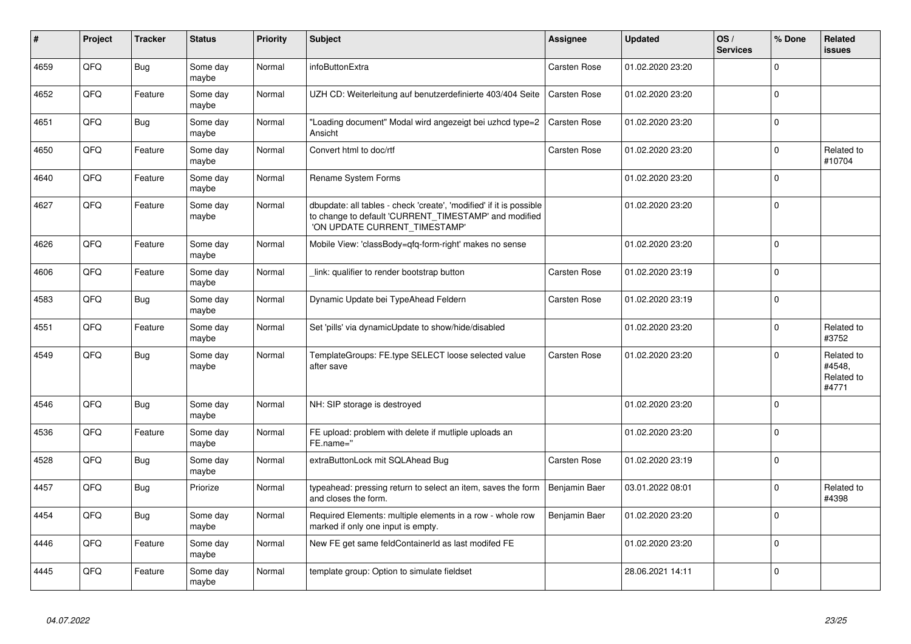| # | Project | Tracker | Status | Priority | Subject | Assignee | Updated | OS / Services | % Done | Related issues |
|---|---|---|---|---|---|---|---|---|---|---|
| 4659 | QFQ | Bug | Some day maybe | Normal | infoButtonExtra | Carsten Rose | 01.02.2020 23:20 | | 0 | |
| 4652 | QFQ | Feature | Some day maybe | Normal | UZH CD: Weiterleitung auf benutzerdefinierte 403/404 Seite | Carsten Rose | 01.02.2020 23:20 | | 0 | |
| 4651 | QFQ | Bug | Some day maybe | Normal | "Loading document" Modal wird angezeigt bei uzhcd type=2 Ansicht | Carsten Rose | 01.02.2020 23:20 | | 0 | |
| 4650 | QFQ | Feature | Some day maybe | Normal | Convert html to doc/rtf | Carsten Rose | 01.02.2020 23:20 | | 0 | Related to #10704 |
| 4640 | QFQ | Feature | Some day maybe | Normal | Rename System Forms | | 01.02.2020 23:20 | | 0 | |
| 4627 | QFQ | Feature | Some day maybe | Normal | dbupdate: all tables - check 'create', 'modified' if it is possible to change to default 'CURRENT_TIMESTAMP' and modified 'ON UPDATE CURRENT_TIMESTAMP' | | 01.02.2020 23:20 | | 0 | |
| 4626 | QFQ | Feature | Some day maybe | Normal | Mobile View: 'classBody=qfq-form-right' makes no sense | | 01.02.2020 23:20 | | 0 | |
| 4606 | QFQ | Feature | Some day maybe | Normal | _link: qualifier to render bootstrap button | Carsten Rose | 01.02.2020 23:19 | | 0 | |
| 4583 | QFQ | Bug | Some day maybe | Normal | Dynamic Update bei TypeAhead Feldern | Carsten Rose | 01.02.2020 23:19 | | 0 | |
| 4551 | QFQ | Feature | Some day maybe | Normal | Set 'pills' via dynamicUpdate to show/hide/disabled | | 01.02.2020 23:20 | | 0 | Related to #3752 |
| 4549 | QFQ | Bug | Some day maybe | Normal | TemplateGroups: FE.type SELECT loose selected value after save | Carsten Rose | 01.02.2020 23:20 | | 0 | Related to #4548, Related to #4771 |
| 4546 | QFQ | Bug | Some day maybe | Normal | NH: SIP storage is destroyed | | 01.02.2020 23:20 | | 0 | |
| 4536 | QFQ | Feature | Some day maybe | Normal | FE upload: problem with delete if mutliple uploads an FE.name=" | | 01.02.2020 23:20 | | 0 | |
| 4528 | QFQ | Bug | Some day maybe | Normal | extraButtonLock mit SQLAhead Bug | Carsten Rose | 01.02.2020 23:19 | | 0 | |
| 4457 | QFQ | Bug | Priorize | Normal | typeahead: pressing return to select an item, saves the form and closes the form. | Benjamin Baer | 03.01.2022 08:01 | | 0 | Related to #4398 |
| 4454 | QFQ | Bug | Some day maybe | Normal | Required Elements: multiple elements in a row - whole row marked if only one input is empty. | Benjamin Baer | 01.02.2020 23:20 | | 0 | |
| 4446 | QFQ | Feature | Some day maybe | Normal | New FE get same feldContainerId as last modifed FE | | 01.02.2020 23:20 | | 0 | |
| 4445 | QFQ | Feature | Some day maybe | Normal | template group: Option to simulate fieldset | | 28.06.2021 14:11 | | 0 | |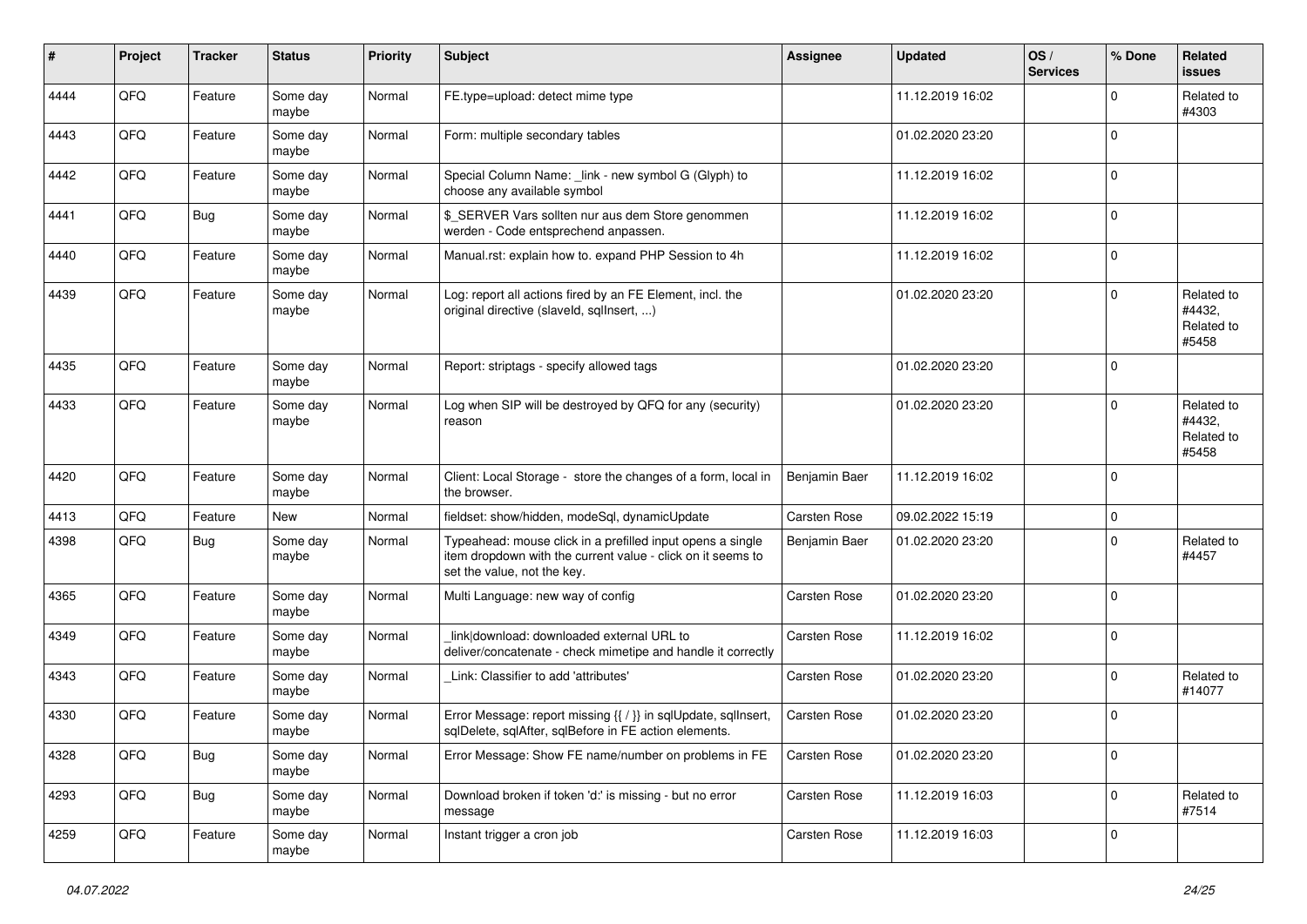| # | Project | Tracker | Status | Priority | Subject | Assignee | Updated | OS / Services | % Done | Related issues |
|---|---|---|---|---|---|---|---|---|---|---|
| 4444 | QFQ | Feature | Some day maybe | Normal | FE.type=upload: detect mime type | | 11.12.2019 16:02 | | 0 | Related to #4303 |
| 4443 | QFQ | Feature | Some day maybe | Normal | Form: multiple secondary tables | | 01.02.2020 23:20 | | 0 | |
| 4442 | QFQ | Feature | Some day maybe | Normal | Special Column Name: _link - new symbol G (Glyph) to choose any available symbol | | 11.12.2019 16:02 | | 0 | |
| 4441 | QFQ | Bug | Some day maybe | Normal | $_SERVER Vars sollten nur aus dem Store genommen werden - Code entsprechend anpassen. | | 11.12.2019 16:02 | | 0 | |
| 4440 | QFQ | Feature | Some day maybe | Normal | Manual.rst: explain how to. expand PHP Session to 4h | | 11.12.2019 16:02 | | 0 | |
| 4439 | QFQ | Feature | Some day maybe | Normal | Log: report all actions fired by an FE Element, incl. the original directive (slaveId, sqlInsert, ...) | | 01.02.2020 23:20 | | 0 | Related to #4432, Related to #5458 |
| 4435 | QFQ | Feature | Some day maybe | Normal | Report: striptags - specify allowed tags | | 01.02.2020 23:20 | | 0 | |
| 4433 | QFQ | Feature | Some day maybe | Normal | Log when SIP will be destroyed by QFQ for any (security) reason | | 01.02.2020 23:20 | | 0 | Related to #4432, Related to #5458 |
| 4420 | QFQ | Feature | Some day maybe | Normal | Client: Local Storage - store the changes of a form, local in the browser. | Benjamin Baer | 11.12.2019 16:02 | | 0 | |
| 4413 | QFQ | Feature | New | Normal | fieldset: show/hidden, modeSql, dynamicUpdate | Carsten Rose | 09.02.2022 15:19 | | 0 | |
| 4398 | QFQ | Bug | Some day maybe | Normal | Typeahead: mouse click in a prefilled input opens a single item dropdown with the current value - click on it seems to set the value, not the key. | Benjamin Baer | 01.02.2020 23:20 | | 0 | Related to #4457 |
| 4365 | QFQ | Feature | Some day maybe | Normal | Multi Language: new way of config | Carsten Rose | 01.02.2020 23:20 | | 0 | |
| 4349 | QFQ | Feature | Some day maybe | Normal | _link\|download: downloaded external URL to deliver/concatenate - check mimetipe and handle it correctly | Carsten Rose | 11.12.2019 16:02 | | 0 | |
| 4343 | QFQ | Feature | Some day maybe | Normal | _Link: Classifier to add 'attributes' | Carsten Rose | 01.02.2020 23:20 | | 0 | Related to #14077 |
| 4330 | QFQ | Feature | Some day maybe | Normal | Error Message: report missing {{ / }} in sqlUpdate, sqlInsert, sqlDelete, sqlAfter, sqlBefore in FE action elements. | Carsten Rose | 01.02.2020 23:20 | | 0 | |
| 4328 | QFQ | Bug | Some day maybe | Normal | Error Message: Show FE name/number on problems in FE | Carsten Rose | 01.02.2020 23:20 | | 0 | |
| 4293 | QFQ | Bug | Some day maybe | Normal | Download broken if token 'd:' is missing - but no error message | Carsten Rose | 11.12.2019 16:03 | | 0 | Related to #7514 |
| 4259 | QFQ | Feature | Some day maybe | Normal | Instant trigger a cron job | Carsten Rose | 11.12.2019 16:03 | | 0 | |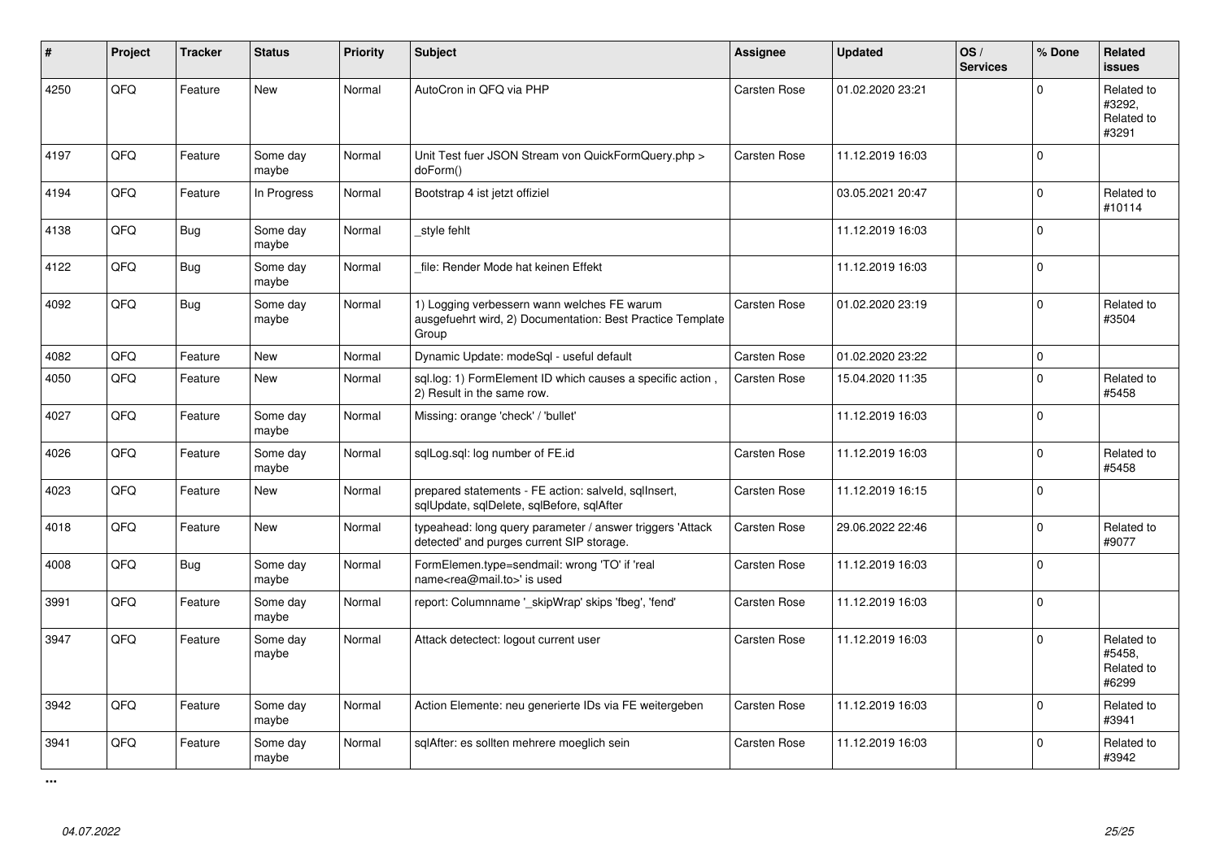| # | Project | Tracker | Status | Priority | Subject | Assignee | Updated | OS / Services | % Done | Related issues |
|---|---|---|---|---|---|---|---|---|---|---|
| 4250 | QFQ | Feature | New | Normal | AutoCron in QFQ via PHP | Carsten Rose | 01.02.2020 23:21 | | 0 | Related to #3292, Related to #3291 |
| 4197 | QFQ | Feature | Some day maybe | Normal | Unit Test fuer JSON Stream von QuickFormQuery.php > doForm() | Carsten Rose | 11.12.2019 16:03 | | 0 | |
| 4194 | QFQ | Feature | In Progress | Normal | Bootstrap 4 ist jetzt offiziel | | 03.05.2021 20:47 | | 0 | Related to #10114 |
| 4138 | QFQ | Bug | Some day maybe | Normal | _style fehlt | | 11.12.2019 16:03 | | 0 | |
| 4122 | QFQ | Bug | Some day maybe | Normal | _file: Render Mode hat keinen Effekt | | 11.12.2019 16:03 | | 0 | |
| 4092 | QFQ | Bug | Some day maybe | Normal | 1) Logging verbessern wann welches FE warum ausgefuehrt wird, 2) Documentation: Best Practice Template Group | Carsten Rose | 01.02.2020 23:19 | | 0 | Related to #3504 |
| 4082 | QFQ | Feature | New | Normal | Dynamic Update: modeSql - useful default | Carsten Rose | 01.02.2020 23:22 | | 0 | |
| 4050 | QFQ | Feature | New | Normal | sql.log: 1) FormElement ID which causes a specific action , 2) Result in the same row. | Carsten Rose | 15.04.2020 11:35 | | 0 | Related to #5458 |
| 4027 | QFQ | Feature | Some day maybe | Normal | Missing: orange 'check' / 'bullet' | | 11.12.2019 16:03 | | 0 | |
| 4026 | QFQ | Feature | Some day maybe | Normal | sqlLog.sql: log number of FE.id | Carsten Rose | 11.12.2019 16:03 | | 0 | Related to #5458 |
| 4023 | QFQ | Feature | New | Normal | prepared statements - FE action: salveld, sqlInsert, sqlUpdate, sqlDelete, sqlBefore, sqlAfter | Carsten Rose | 11.12.2019 16:15 | | 0 | |
| 4018 | QFQ | Feature | New | Normal | typeahead: long query parameter / answer triggers 'Attack detected' and purges current SIP storage. | Carsten Rose | 29.06.2022 22:46 | | 0 | Related to #9077 |
| 4008 | QFQ | Bug | Some day maybe | Normal | FormElemen.type=sendmail: wrong 'TO' if 'real name<rea@mail.to>' is used | Carsten Rose | 11.12.2019 16:03 | | 0 | |
| 3991 | QFQ | Feature | Some day maybe | Normal | report: Columnname '_skipWrap' skips 'fbeg', 'fend' | Carsten Rose | 11.12.2019 16:03 | | 0 | |
| 3947 | QFQ | Feature | Some day maybe | Normal | Attack detectect: logout current user | Carsten Rose | 11.12.2019 16:03 | | 0 | Related to #5458, Related to #6299 |
| 3942 | QFQ | Feature | Some day maybe | Normal | Action Elemente: neu generierte IDs via FE weitergeben | Carsten Rose | 11.12.2019 16:03 | | 0 | Related to #3941 |
| 3941 | QFQ | Feature | Some day maybe | Normal | sqlAfter: es sollten mehrere moeglich sein | Carsten Rose | 11.12.2019 16:03 | | 0 | Related to #3942 |

...